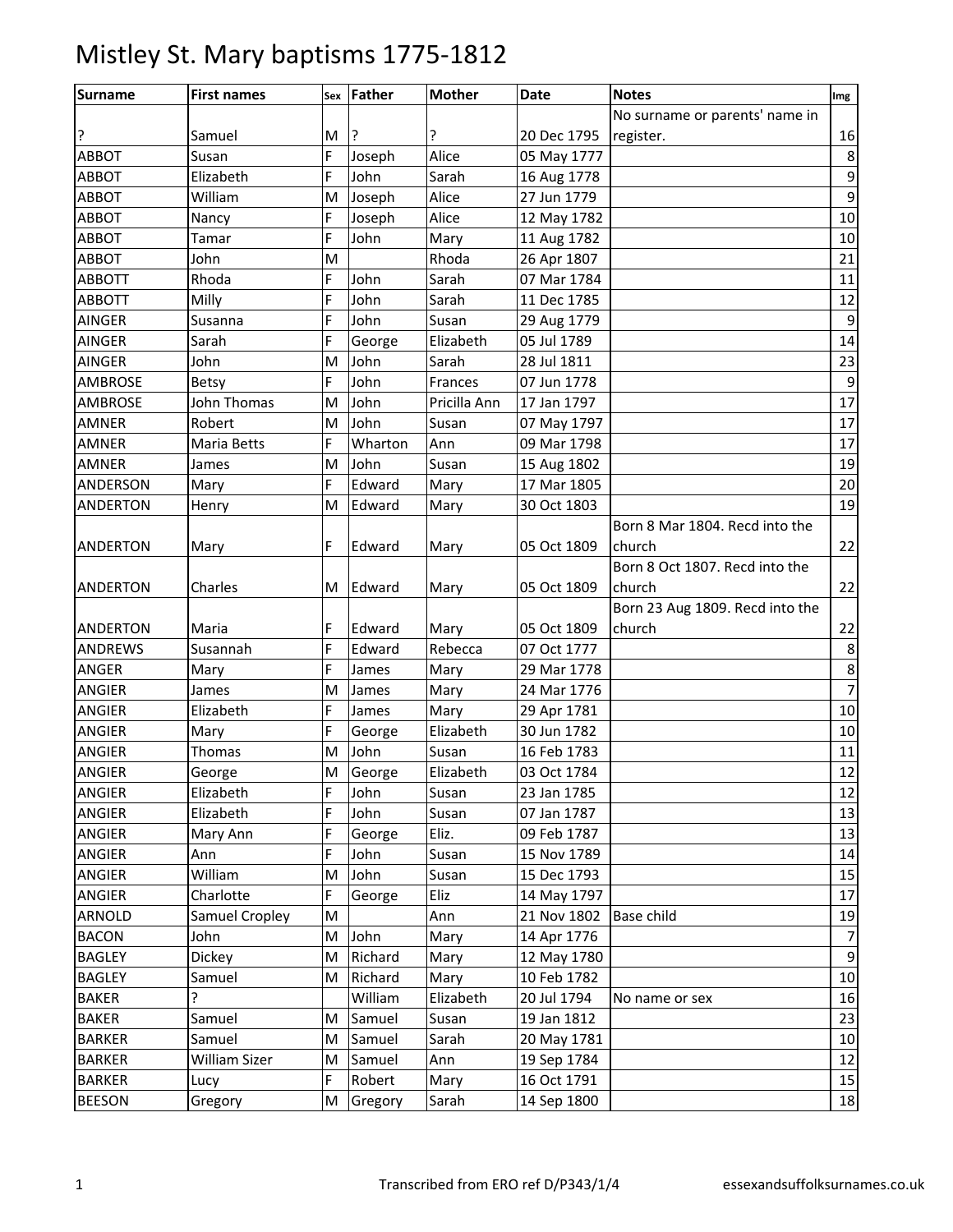# Mistley St. Mary baptisms 1775-1812

| Surname | First names | Sex | Father | Mother | Date | Notes | Img |
|---|---|---|---|---|---|---|---|
| ? | Samuel | M | ? | ? | 20 Dec 1795 | No surname or parents' name in register. | 16 |
| ABBOT | Susan | F | Joseph | Alice | 05 May 1777 | | 8 |
| ABBOT | Elizabeth | F | John | Sarah | 16 Aug 1778 | | 9 |
| ABBOT | William | M | Joseph | Alice | 27 Jun 1779 | | 9 |
| ABBOT | Nancy | F | Joseph | Alice | 12 May 1782 | | 10 |
| ABBOT | Tamar | F | John | Mary | 11 Aug 1782 | | 10 |
| ABBOT | John | M | | Rhoda | 26 Apr 1807 | | 21 |
| ABBOTT | Rhoda | F | John | Sarah | 07 Mar 1784 | | 11 |
| ABBOTT | Milly | F | John | Sarah | 11 Dec 1785 | | 12 |
| AINGER | Susanna | F | John | Susan | 29 Aug 1779 | | 9 |
| AINGER | Sarah | F | George | Elizabeth | 05 Jul 1789 | | 14 |
| AINGER | John | M | John | Sarah | 28 Jul 1811 | | 23 |
| AMBROSE | Betsy | F | John | Frances | 07 Jun 1778 | | 9 |
| AMBROSE | John Thomas | M | John | Pricilla Ann | 17 Jan 1797 | | 17 |
| AMNER | Robert | M | John | Susan | 07 May 1797 | | 17 |
| AMNER | Maria Betts | F | Wharton | Ann | 09 Mar 1798 | | 17 |
| AMNER | James | M | John | Susan | 15 Aug 1802 | | 19 |
| ANDERSON | Mary | F | Edward | Mary | 17 Mar 1805 | | 20 |
| ANDERTON | Henry | M | Edward | Mary | 30 Oct 1803 | | 19 |
| ANDERTON | Mary | F | Edward | Mary | 05 Oct 1809 | Born 8 Mar 1804. Recd into the church | 22 |
| ANDERTON | Charles | M | Edward | Mary | 05 Oct 1809 | Born 8 Oct 1807. Recd into the church | 22 |
| ANDERTON | Maria | F | Edward | Mary | 05 Oct 1809 | Born 23 Aug 1809. Recd into the church | 22 |
| ANDREWS | Susannah | F | Edward | Rebecca | 07 Oct 1777 | | 8 |
| ANGER | Mary | F | James | Mary | 29 Mar 1778 | | 8 |
| ANGIER | James | M | James | Mary | 24 Mar 1776 | | 7 |
| ANGIER | Elizabeth | F | James | Mary | 29 Apr 1781 | | 10 |
| ANGIER | Mary | F | George | Elizabeth | 30 Jun 1782 | | 10 |
| ANGIER | Thomas | M | John | Susan | 16 Feb 1783 | | 11 |
| ANGIER | George | M | George | Elizabeth | 03 Oct 1784 | | 12 |
| ANGIER | Elizabeth | F | John | Susan | 23 Jan 1785 | | 12 |
| ANGIER | Elizabeth | F | John | Susan | 07 Jan 1787 | | 13 |
| ANGIER | Mary Ann | F | George | Eliz. | 09 Feb 1787 | | 13 |
| ANGIER | Ann | F | John | Susan | 15 Nov 1789 | | 14 |
| ANGIER | William | M | John | Susan | 15 Dec 1793 | | 15 |
| ANGIER | Charlotte | F | George | Eliz | 14 May 1797 | | 17 |
| ARNOLD | Samuel Cropley | M | | Ann | 21 Nov 1802 | Base child | 19 |
| BACON | John | M | John | Mary | 14 Apr 1776 | | 7 |
| BAGLEY | Dickey | M | Richard | Mary | 12 May 1780 | | 9 |
| BAGLEY | Samuel | M | Richard | Mary | 10 Feb 1782 | | 10 |
| BAKER | ? | | William | Elizabeth | 20 Jul 1794 | No name or sex | 16 |
| BAKER | Samuel | M | Samuel | Susan | 19 Jan 1812 | | 23 |
| BARKER | Samuel | M | Samuel | Sarah | 20 May 1781 | | 10 |
| BARKER | William Sizer | M | Samuel | Ann | 19 Sep 1784 | | 12 |
| BARKER | Lucy | F | Robert | Mary | 16 Oct 1791 | | 15 |
| BEESON | Gregory | M | Gregory | Sarah | 14 Sep 1800 | | 18 |

Transcribed from ERO ref D/P343/1/4 essexandsuffolksurnames.co.uk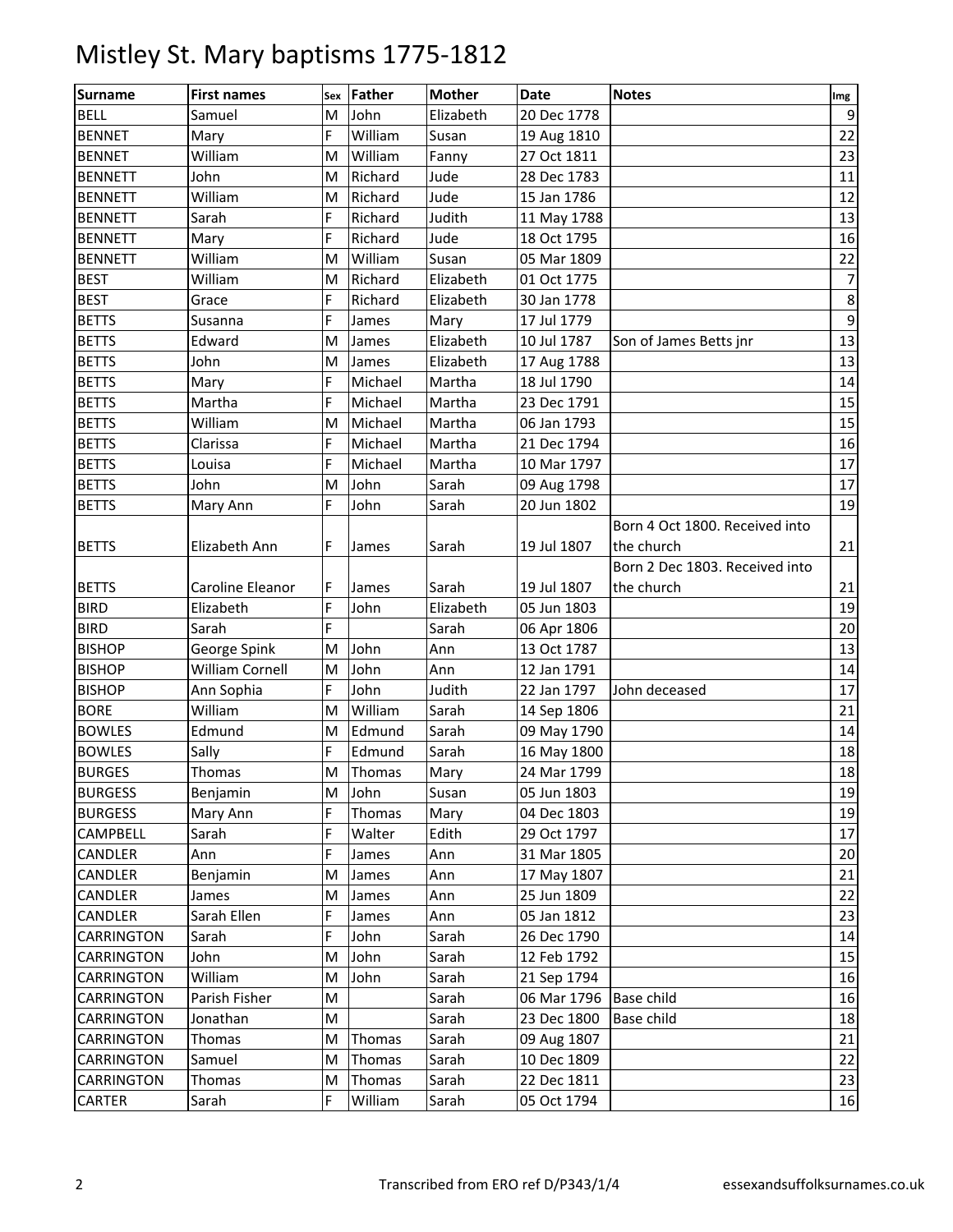# Mistley St. Mary baptisms 1775-1812

| Surname | First names | Sex | Father | Mother | Date | Notes | Img |
|---|---|---|---|---|---|---|---|
| BELL | Samuel | M | John | Elizabeth | 20 Dec 1778 | | 9 |
| BENNET | Mary | F | William | Susan | 19 Aug 1810 | | 22 |
| BENNET | William | M | William | Fanny | 27 Oct 1811 | | 23 |
| BENNETT | John | M | Richard | Jude | 28 Dec 1783 | | 11 |
| BENNETT | William | M | Richard | Jude | 15 Jan 1786 | | 12 |
| BENNETT | Sarah | F | Richard | Judith | 11 May 1788 | | 13 |
| BENNETT | Mary | F | Richard | Jude | 18 Oct 1795 | | 16 |
| BENNETT | William | M | William | Susan | 05 Mar 1809 | | 22 |
| BEST | William | M | Richard | Elizabeth | 01 Oct 1775 | | 7 |
| BEST | Grace | F | Richard | Elizabeth | 30 Jan 1778 | | 8 |
| BETTS | Susanna | F | James | Mary | 17 Jul 1779 | | 9 |
| BETTS | Edward | M | James | Elizabeth | 10 Jul 1787 | Son of James Betts jnr | 13 |
| BETTS | John | M | James | Elizabeth | 17 Aug 1788 | | 13 |
| BETTS | Mary | F | Michael | Martha | 18 Jul 1790 | | 14 |
| BETTS | Martha | F | Michael | Martha | 23 Dec 1791 | | 15 |
| BETTS | William | M | Michael | Martha | 06 Jan 1793 | | 15 |
| BETTS | Clarissa | F | Michael | Martha | 21 Dec 1794 | | 16 |
| BETTS | Louisa | F | Michael | Martha | 10 Mar 1797 | | 17 |
| BETTS | John | M | John | Sarah | 09 Aug 1798 | | 17 |
| BETTS | Mary Ann | F | John | Sarah | 20 Jun 1802 | | 19 |
| BETTS | Elizabeth Ann | F | James | Sarah | 19 Jul 1807 | Born 4 Oct 1800. Received into the church | 21 |
| BETTS | Caroline Eleanor | F | James | Sarah | 19 Jul 1807 | Born 2 Dec 1803. Received into the church | 21 |
| BIRD | Elizabeth | F | John | Elizabeth | 05 Jun 1803 | | 19 |
| BIRD | Sarah | F | | Sarah | 06 Apr 1806 | | 20 |
| BISHOP | George Spink | M | John | Ann | 13 Oct 1787 | | 13 |
| BISHOP | William Cornell | M | John | Ann | 12 Jan 1791 | | 14 |
| BISHOP | Ann Sophia | F | John | Judith | 22 Jan 1797 | John deceased | 17 |
| BORE | William | M | William | Sarah | 14 Sep 1806 | | 21 |
| BOWLES | Edmund | M | Edmund | Sarah | 09 May 1790 | | 14 |
| BOWLES | Sally | F | Edmund | Sarah | 16 May 1800 | | 18 |
| BURGES | Thomas | M | Thomas | Mary | 24 Mar 1799 | | 18 |
| BURGESS | Benjamin | M | John | Susan | 05 Jun 1803 | | 19 |
| BURGESS | Mary Ann | F | Thomas | Mary | 04 Dec 1803 | | 19 |
| CAMPBELL | Sarah | F | Walter | Edith | 29 Oct 1797 | | 17 |
| CANDLER | Ann | F | James | Ann | 31 Mar 1805 | | 20 |
| CANDLER | Benjamin | M | James | Ann | 17 May 1807 | | 21 |
| CANDLER | James | M | James | Ann | 25 Jun 1809 | | 22 |
| CANDLER | Sarah Ellen | F | James | Ann | 05 Jan 1812 | | 23 |
| CARRINGTON | Sarah | F | John | Sarah | 26 Dec 1790 | | 14 |
| CARRINGTON | John | M | John | Sarah | 12 Feb 1792 | | 15 |
| CARRINGTON | William | M | John | Sarah | 21 Sep 1794 | | 16 |
| CARRINGTON | Parish Fisher | M | | Sarah | 06 Mar 1796 | Base child | 16 |
| CARRINGTON | Jonathan | M | | Sarah | 23 Dec 1800 | Base child | 18 |
| CARRINGTON | Thomas | M | Thomas | Sarah | 09 Aug 1807 | | 21 |
| CARRINGTON | Samuel | M | Thomas | Sarah | 10 Dec 1809 | | 22 |
| CARRINGTON | Thomas | M | Thomas | Sarah | 22 Dec 1811 | | 23 |
| CARTER | Sarah | F | William | Sarah | 05 Oct 1794 | | 16 |

Transcribed from ERO ref D/P343/1/4 essexandsuffolksurnames.co.uk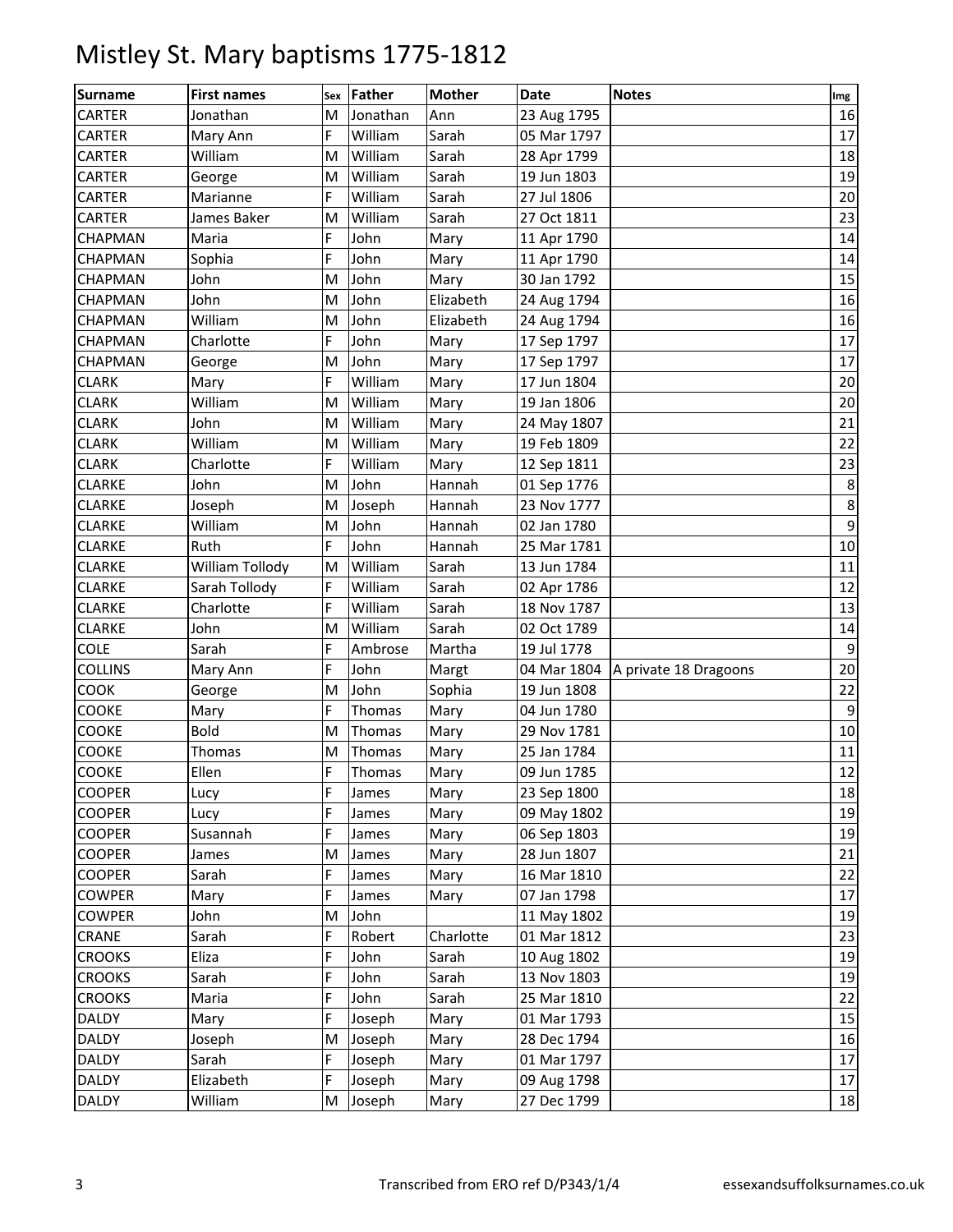# Mistley St. Mary baptisms 1775-1812

| Surname | First names | Sex | Father | Mother | Date | Notes | Img |
|---|---|---|---|---|---|---|---|
| CARTER | Jonathan | M | Jonathan | Ann | 23 Aug 1795 | | 16 |
| CARTER | Mary Ann | F | William | Sarah | 05 Mar 1797 | | 17 |
| CARTER | William | M | William | Sarah | 28 Apr 1799 | | 18 |
| CARTER | George | M | William | Sarah | 19 Jun 1803 | | 19 |
| CARTER | Marianne | F | William | Sarah | 27 Jul 1806 | | 20 |
| CARTER | James Baker | M | William | Sarah | 27 Oct 1811 | | 23 |
| CHAPMAN | Maria | F | John | Mary | 11 Apr 1790 | | 14 |
| CHAPMAN | Sophia | F | John | Mary | 11 Apr 1790 | | 14 |
| CHAPMAN | John | M | John | Mary | 30 Jan 1792 | | 15 |
| CHAPMAN | John | M | John | Elizabeth | 24 Aug 1794 | | 16 |
| CHAPMAN | William | M | John | Elizabeth | 24 Aug 1794 | | 16 |
| CHAPMAN | Charlotte | F | John | Mary | 17 Sep 1797 | | 17 |
| CHAPMAN | George | M | John | Mary | 17 Sep 1797 | | 17 |
| CLARK | Mary | F | William | Mary | 17 Jun 1804 | | 20 |
| CLARK | William | M | William | Mary | 19 Jan 1806 | | 20 |
| CLARK | John | M | William | Mary | 24 May 1807 | | 21 |
| CLARK | William | M | William | Mary | 19 Feb 1809 | | 22 |
| CLARK | Charlotte | F | William | Mary | 12 Sep 1811 | | 23 |
| CLARKE | John | M | John | Hannah | 01 Sep 1776 | | 8 |
| CLARKE | Joseph | M | Joseph | Hannah | 23 Nov 1777 | | 8 |
| CLARKE | William | M | John | Hannah | 02 Jan 1780 | | 9 |
| CLARKE | Ruth | F | John | Hannah | 25 Mar 1781 | | 10 |
| CLARKE | William Tollody | M | William | Sarah | 13 Jun 1784 | | 11 |
| CLARKE | Sarah Tollody | F | William | Sarah | 02 Apr 1786 | | 12 |
| CLARKE | Charlotte | F | William | Sarah | 18 Nov 1787 | | 13 |
| CLARKE | John | M | William | Sarah | 02 Oct 1789 | | 14 |
| COLE | Sarah | F | Ambrose | Martha | 19 Jul 1778 | | 9 |
| COLLINS | Mary Ann | F | John | Margt | 04 Mar 1804 | A private 18 Dragoons | 20 |
| COOK | George | M | John | Sophia | 19 Jun 1808 | | 22 |
| COOKE | Mary | F | Thomas | Mary | 04 Jun 1780 | | 9 |
| COOKE | Bold | M | Thomas | Mary | 29 Nov 1781 | | 10 |
| COOKE | Thomas | M | Thomas | Mary | 25 Jan 1784 | | 11 |
| COOKE | Ellen | F | Thomas | Mary | 09 Jun 1785 | | 12 |
| COOPER | Lucy | F | James | Mary | 23 Sep 1800 | | 18 |
| COOPER | Lucy | F | James | Mary | 09 May 1802 | | 19 |
| COOPER | Susannah | F | James | Mary | 06 Sep 1803 | | 19 |
| COOPER | James | M | James | Mary | 28 Jun 1807 | | 21 |
| COOPER | Sarah | F | James | Mary | 16 Mar 1810 | | 22 |
| COWPER | Mary | F | James | Mary | 07 Jan 1798 | | 17 |
| COWPER | John | M | John | | 11 May 1802 | | 19 |
| CRANE | Sarah | F | Robert | Charlotte | 01 Mar 1812 | | 23 |
| CROOKS | Eliza | F | John | Sarah | 10 Aug 1802 | | 19 |
| CROOKS | Sarah | F | John | Sarah | 13 Nov 1803 | | 19 |
| CROOKS | Maria | F | John | Sarah | 25 Mar 1810 | | 22 |
| DALDY | Mary | F | Joseph | Mary | 01 Mar 1793 | | 15 |
| DALDY | Joseph | M | Joseph | Mary | 28 Dec 1794 | | 16 |
| DALDY | Sarah | F | Joseph | Mary | 01 Mar 1797 | | 17 |
| DALDY | Elizabeth | F | Joseph | Mary | 09 Aug 1798 | | 17 |
| DALDY | William | M | Joseph | Mary | 27 Dec 1799 | | 18 |

Transcribed from ERO ref D/P343/1/4 essexandsuffolksurnames.co.uk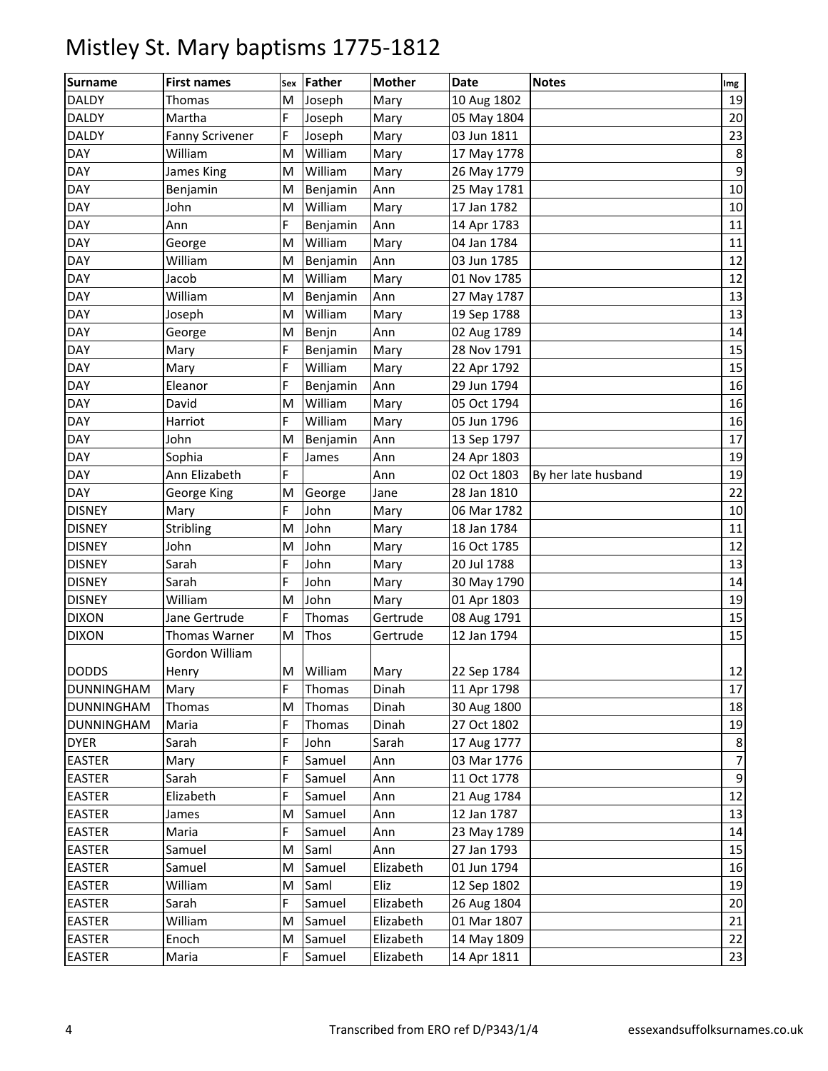# Mistley St. Mary baptisms 1775-1812

| Surname | First names | Sex | Father | Mother | Date | Notes | Img |
|---|---|---|---|---|---|---|---|
| DALDY | Thomas | M | Joseph | Mary | 10 Aug 1802 | | 19 |
| DALDY | Martha | F | Joseph | Mary | 05 May 1804 | | 20 |
| DALDY | Fanny Scrivener | F | Joseph | Mary | 03 Jun 1811 | | 23 |
| DAY | William | M | William | Mary | 17 May 1778 | | 8 |
| DAY | James King | M | William | Mary | 26 May 1779 | | 9 |
| DAY | Benjamin | M | Benjamin | Ann | 25 May 1781 | | 10 |
| DAY | John | M | William | Mary | 17 Jan 1782 | | 10 |
| DAY | Ann | F | Benjamin | Ann | 14 Apr 1783 | | 11 |
| DAY | George | M | William | Mary | 04 Jan 1784 | | 11 |
| DAY | William | M | Benjamin | Ann | 03 Jun 1785 | | 12 |
| DAY | Jacob | M | William | Mary | 01 Nov 1785 | | 12 |
| DAY | William | M | Benjamin | Ann | 27 May 1787 | | 13 |
| DAY | Joseph | M | William | Mary | 19 Sep 1788 | | 13 |
| DAY | George | M | Benjn | Ann | 02 Aug 1789 | | 14 |
| DAY | Mary | F | Benjamin | Mary | 28 Nov 1791 | | 15 |
| DAY | Mary | F | William | Mary | 22 Apr 1792 | | 15 |
| DAY | Eleanor | F | Benjamin | Ann | 29 Jun 1794 | | 16 |
| DAY | David | M | William | Mary | 05 Oct 1794 | | 16 |
| DAY | Harriot | F | William | Mary | 05 Jun 1796 | | 16 |
| DAY | John | M | Benjamin | Ann | 13 Sep 1797 | | 17 |
| DAY | Sophia | F | James | Ann | 24 Apr 1803 | | 19 |
| DAY | Ann Elizabeth | F | | Ann | 02 Oct 1803 | By her late husband | 19 |
| DAY | George King | M | George | Jane | 28 Jan 1810 | | 22 |
| DISNEY | Mary | F | John | Mary | 06 Mar 1782 | | 10 |
| DISNEY | Stribling | M | John | Mary | 18 Jan 1784 | | 11 |
| DISNEY | John | M | John | Mary | 16 Oct 1785 | | 12 |
| DISNEY | Sarah | F | John | Mary | 20 Jul 1788 | | 13 |
| DISNEY | Sarah | F | John | Mary | 30 May 1790 | | 14 |
| DISNEY | William | M | John | Mary | 01 Apr 1803 | | 19 |
| DIXON | Jane Gertrude | F | Thomas | Gertrude | 08 Aug 1791 | | 15 |
| DIXON | Thomas Warner | M | Thos | Gertrude | 12 Jan 1794 | | 15 |
| DODDS | Gordon William Henry | M | William | Mary | 22 Sep 1784 | | 12 |
| DUNNINGHAM | Mary | F | Thomas | Dinah | 11 Apr 1798 | | 17 |
| DUNNINGHAM | Thomas | M | Thomas | Dinah | 30 Aug 1800 | | 18 |
| DUNNINGHAM | Maria | F | Thomas | Dinah | 27 Oct 1802 | | 19 |
| DYER | Sarah | F | John | Sarah | 17 Aug 1777 | | 8 |
| EASTER | Mary | F | Samuel | Ann | 03 Mar 1776 | | 7 |
| EASTER | Sarah | F | Samuel | Ann | 11 Oct 1778 | | 9 |
| EASTER | Elizabeth | F | Samuel | Ann | 21 Aug 1784 | | 12 |
| EASTER | James | M | Samuel | Ann | 12 Jan 1787 | | 13 |
| EASTER | Maria | F | Samuel | Ann | 23 May 1789 | | 14 |
| EASTER | Samuel | M | Saml | Ann | 27 Jan 1793 | | 15 |
| EASTER | Samuel | M | Samuel | Elizabeth | 01 Jun 1794 | | 16 |
| EASTER | William | M | Saml | Eliz | 12 Sep 1802 | | 19 |
| EASTER | Sarah | F | Samuel | Elizabeth | 26 Aug 1804 | | 20 |
| EASTER | William | M | Samuel | Elizabeth | 01 Mar 1807 | | 21 |
| EASTER | Enoch | M | Samuel | Elizabeth | 14 May 1809 | | 22 |
| EASTER | Maria | F | Samuel | Elizabeth | 14 Apr 1811 | | 23 |

Transcribed from ERO ref D/P343/1/4 essexandsuffolksurnames.co.uk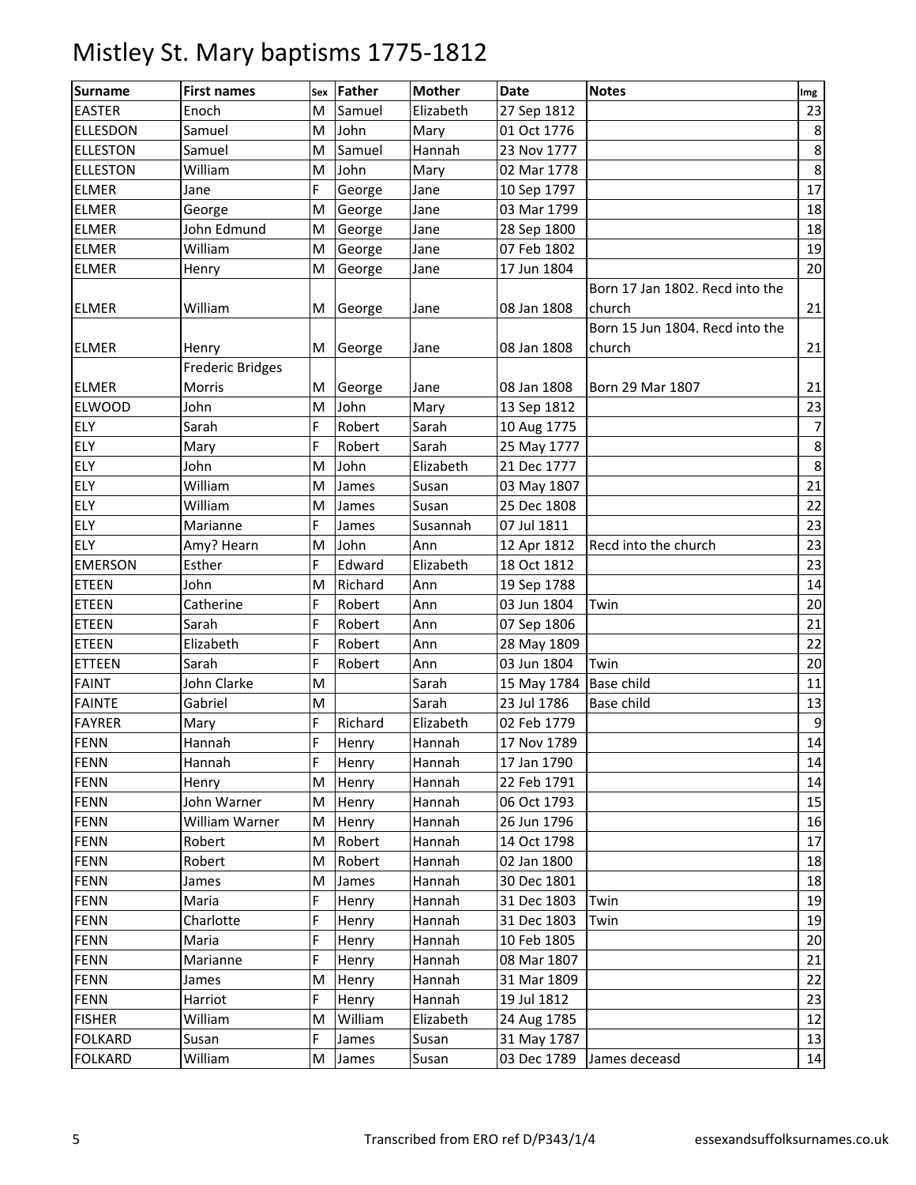# Mistley St. Mary baptisms 1775-1812

| Surname | First names | Sex | Father | Mother | Date | Notes | Img |
|---|---|---|---|---|---|---|---|
| EASTER | Enoch | M | Samuel | Elizabeth | 27 Sep 1812 | | 23 |
| ELLESDON | Samuel | M | John | Mary | 01 Oct 1776 | | 8 |
| ELLESTON | Samuel | M | Samuel | Hannah | 23 Nov 1777 | | 8 |
| ELLESTON | William | M | John | Mary | 02 Mar 1778 | | 8 |
| ELMER | Jane | F | George | Jane | 10 Sep 1797 | | 17 |
| ELMER | George | M | George | Jane | 03 Mar 1799 | | 18 |
| ELMER | John Edmund | M | George | Jane | 28 Sep 1800 | | 18 |
| ELMER | William | M | George | Jane | 07 Feb 1802 | | 19 |
| ELMER | Henry | M | George | Jane | 17 Jun 1804 | | 20 |
| ELMER | William | M | George | Jane | 08 Jan 1808 | Born 17 Jan 1802. Recd into the church | 21 |
| ELMER | Henry | M | George | Jane | 08 Jan 1808 | Born 15 Jun 1804. Recd into the church | 21 |
| ELMER | Frederic Bridges Morris | M | George | Jane | 08 Jan 1808 | Born 29 Mar 1807 | 21 |
| ELWOOD | John | M | John | Mary | 13 Sep 1812 | | 23 |
| ELY | Sarah | F | Robert | Sarah | 10 Aug 1775 | | 7 |
| ELY | Mary | F | Robert | Sarah | 25 May 1777 | | 8 |
| ELY | John | M | John | Elizabeth | 21 Dec 1777 | | 8 |
| ELY | William | M | James | Susan | 03 May 1807 | | 21 |
| ELY | William | M | James | Susan | 25 Dec 1808 | | 22 |
| ELY | Marianne | F | James | Susannah | 07 Jul 1811 | | 23 |
| ELY | Amy? Hearn | M | John | Ann | 12 Apr 1812 | Recd into the church | 23 |
| EMERSON | Esther | F | Edward | Elizabeth | 18 Oct 1812 | | 23 |
| ETEEN | John | M | Richard | Ann | 19 Sep 1788 | | 14 |
| ETEEN | Catherine | F | Robert | Ann | 03 Jun 1804 | Twin | 20 |
| ETEEN | Sarah | F | Robert | Ann | 07 Sep 1806 | | 21 |
| ETEEN | Elizabeth | F | Robert | Ann | 28 May 1809 | | 22 |
| ETTEEN | Sarah | F | Robert | Ann | 03 Jun 1804 | Twin | 20 |
| FAINT | John Clarke | M | | Sarah | 15 May 1784 | Base child | 11 |
| FAINTE | Gabriel | M | | Sarah | 23 Jul 1786 | Base child | 13 |
| FAYRER | Mary | F | Richard | Elizabeth | 02 Feb 1779 | | 9 |
| FENN | Hannah | F | Henry | Hannah | 17 Nov 1789 | | 14 |
| FENN | Hannah | F | Henry | Hannah | 17 Jan 1790 | | 14 |
| FENN | Henry | M | Henry | Hannah | 22 Feb 1791 | | 14 |
| FENN | John Warner | M | Henry | Hannah | 06 Oct 1793 | | 15 |
| FENN | William Warner | M | Henry | Hannah | 26 Jun 1796 | | 16 |
| FENN | Robert | M | Robert | Hannah | 14 Oct 1798 | | 17 |
| FENN | Robert | M | Robert | Hannah | 02 Jan 1800 | | 18 |
| FENN | James | M | James | Hannah | 30 Dec 1801 | | 18 |
| FENN | Maria | F | Henry | Hannah | 31 Dec 1803 | Twin | 19 |
| FENN | Charlotte | F | Henry | Hannah | 31 Dec 1803 | Twin | 19 |
| FENN | Maria | F | Henry | Hannah | 10 Feb 1805 | | 20 |
| FENN | Marianne | F | Henry | Hannah | 08 Mar 1807 | | 21 |
| FENN | James | M | Henry | Hannah | 31 Mar 1809 | | 22 |
| FENN | Harriot | F | Henry | Hannah | 19 Jul 1812 | | 23 |
| FISHER | William | M | William | Elizabeth | 24 Aug 1785 | | 12 |
| FOLKARD | Susan | F | James | Susan | 31 May 1787 | | 13 |
| FOLKARD | William | M | James | Susan | 03 Dec 1789 | James deceasd | 14 |

Transcribed from ERO ref D/P343/1/4 essexandsuffolksurnames.co.uk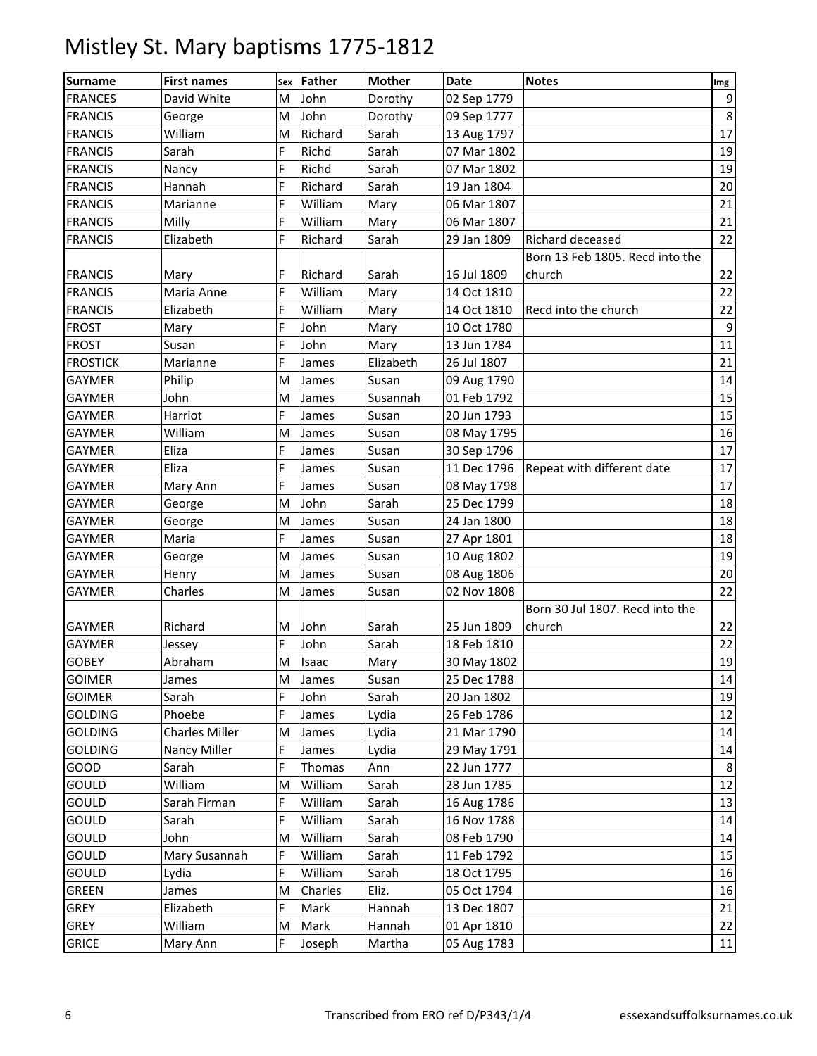# Mistley St. Mary baptisms 1775-1812

| Surname | First names | Sex | Father | Mother | Date | Notes | Img |
|---|---|---|---|---|---|---|---|
| FRANCES | David White | M | John | Dorothy | 02 Sep 1779 | | 9 |
| FRANCIS | George | M | John | Dorothy | 09 Sep 1777 | | 8 |
| FRANCIS | William | M | Richard | Sarah | 13 Aug 1797 | | 17 |
| FRANCIS | Sarah | F | Richd | Sarah | 07 Mar 1802 | | 19 |
| FRANCIS | Nancy | F | Richd | Sarah | 07 Mar 1802 | | 19 |
| FRANCIS | Hannah | F | Richard | Sarah | 19 Jan 1804 | | 20 |
| FRANCIS | Marianne | F | William | Mary | 06 Mar 1807 | | 21 |
| FRANCIS | Milly | F | William | Mary | 06 Mar 1807 | | 21 |
| FRANCIS | Elizabeth | F | Richard | Sarah | 29 Jan 1809 | Richard deceased | 22 |
| FRANCIS | Mary | F | Richard | Sarah | 16 Jul 1809 | Born 13 Feb 1805. Recd into the church | 22 |
| FRANCIS | Maria Anne | F | William | Mary | 14 Oct 1810 | | 22 |
| FRANCIS | Elizabeth | F | William | Mary | 14 Oct 1810 | Recd into the church | 22 |
| FROST | Mary | F | John | Mary | 10 Oct 1780 | | 9 |
| FROST | Susan | F | John | Mary | 13 Jun 1784 | | 11 |
| FROSTICK | Marianne | F | James | Elizabeth | 26 Jul 1807 | | 21 |
| GAYMER | Philip | M | James | Susan | 09 Aug 1790 | | 14 |
| GAYMER | John | M | James | Susannah | 01 Feb 1792 | | 15 |
| GAYMER | Harriot | F | James | Susan | 20 Jun 1793 | | 15 |
| GAYMER | William | M | James | Susan | 08 May 1795 | | 16 |
| GAYMER | Eliza | F | James | Susan | 30 Sep 1796 | | 17 |
| GAYMER | Eliza | F | James | Susan | 11 Dec 1796 | Repeat with different date | 17 |
| GAYMER | Mary Ann | F | James | Susan | 08 May 1798 | | 17 |
| GAYMER | George | M | John | Sarah | 25 Dec 1799 | | 18 |
| GAYMER | George | M | James | Susan | 24 Jan 1800 | | 18 |
| GAYMER | Maria | F | James | Susan | 27 Apr 1801 | | 18 |
| GAYMER | George | M | James | Susan | 10 Aug 1802 | | 19 |
| GAYMER | Henry | M | James | Susan | 08 Aug 1806 | | 20 |
| GAYMER | Charles | M | James | Susan | 02 Nov 1808 | | 22 |
| GAYMER | Richard | M | John | Sarah | 25 Jun 1809 | Born 30 Jul 1807. Recd into the church | 22 |
| GAYMER | Jessey | F | John | Sarah | 18 Feb 1810 | | 22 |
| GOBEY | Abraham | M | Isaac | Mary | 30 May 1802 | | 19 |
| GOIMER | James | M | James | Susan | 25 Dec 1788 | | 14 |
| GOIMER | Sarah | F | John | Sarah | 20 Jan 1802 | | 19 |
| GOLDING | Phoebe | F | James | Lydia | 26 Feb 1786 | | 12 |
| GOLDING | Charles Miller | M | James | Lydia | 21 Mar 1790 | | 14 |
| GOLDING | Nancy Miller | F | James | Lydia | 29 May 1791 | | 14 |
| GOOD | Sarah | F | Thomas | Ann | 22 Jun 1777 | | 8 |
| GOULD | William | M | William | Sarah | 28 Jun 1785 | | 12 |
| GOULD | Sarah Firman | F | William | Sarah | 16 Aug 1786 | | 13 |
| GOULD | Sarah | F | William | Sarah | 16 Nov 1788 | | 14 |
| GOULD | John | M | William | Sarah | 08 Feb 1790 | | 14 |
| GOULD | Mary Susannah | F | William | Sarah | 11 Feb 1792 | | 15 |
| GOULD | Lydia | F | William | Sarah | 18 Oct 1795 | | 16 |
| GREEN | James | M | Charles | Eliz. | 05 Oct 1794 | | 16 |
| GREY | Elizabeth | F | Mark | Hannah | 13 Dec 1807 | | 21 |
| GREY | William | M | Mark | Hannah | 01 Apr 1810 | | 22 |
| GRICE | Mary Ann | F | Joseph | Martha | 05 Aug 1783 | | 11 |

Transcribed from ERO ref D/P343/1/4 essexandsuffolksurnames.co.uk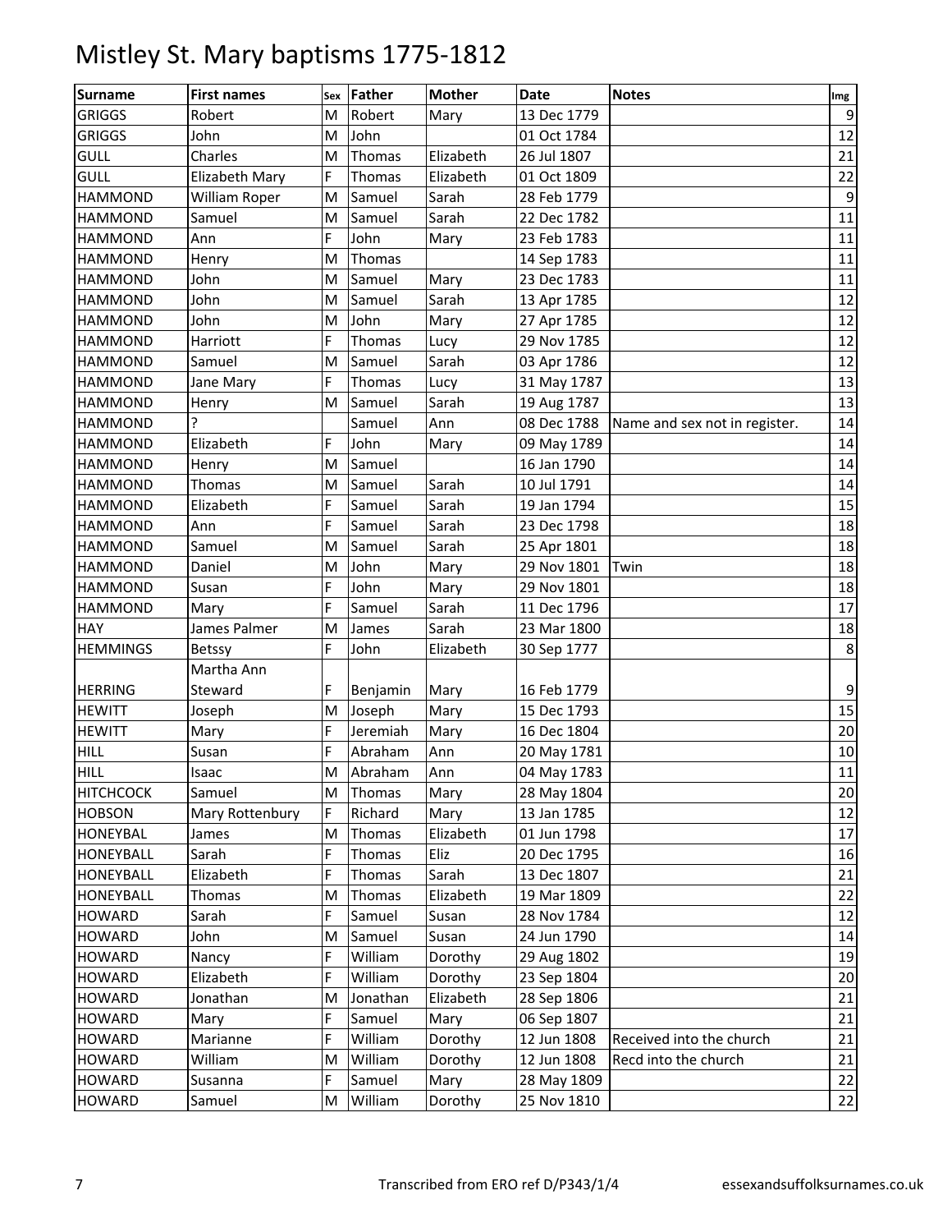# Mistley St. Mary baptisms 1775-1812

| Surname | First names | Sex | Father | Mother | Date | Notes | Img |
|---|---|---|---|---|---|---|---|
| GRIGGS | Robert | M | Robert | Mary | 13 Dec 1779 | | 9 |
| GRIGGS | John | M | John | | 01 Oct 1784 | | 12 |
| GULL | Charles | M | Thomas | Elizabeth | 26 Jul 1807 | | 21 |
| GULL | Elizabeth Mary | F | Thomas | Elizabeth | 01 Oct 1809 | | 22 |
| HAMMOND | William Roper | M | Samuel | Sarah | 28 Feb 1779 | | 9 |
| HAMMOND | Samuel | M | Samuel | Sarah | 22 Dec 1782 | | 11 |
| HAMMOND | Ann | F | John | Mary | 23 Feb 1783 | | 11 |
| HAMMOND | Henry | M | Thomas | | 14 Sep 1783 | | 11 |
| HAMMOND | John | M | Samuel | Mary | 23 Dec 1783 | | 11 |
| HAMMOND | John | M | Samuel | Sarah | 13 Apr 1785 | | 12 |
| HAMMOND | John | M | John | Mary | 27 Apr 1785 | | 12 |
| HAMMOND | Harriott | F | Thomas | Lucy | 29 Nov 1785 | | 12 |
| HAMMOND | Samuel | M | Samuel | Sarah | 03 Apr 1786 | | 12 |
| HAMMOND | Jane Mary | F | Thomas | Lucy | 31 May 1787 | | 13 |
| HAMMOND | Henry | M | Samuel | Sarah | 19 Aug 1787 | | 13 |
| HAMMOND | ? | | Samuel | Ann | 08 Dec 1788 | Name and sex not in register. | 14 |
| HAMMOND | Elizabeth | F | John | Mary | 09 May 1789 | | 14 |
| HAMMOND | Henry | M | Samuel | | 16 Jan 1790 | | 14 |
| HAMMOND | Thomas | M | Samuel | Sarah | 10 Jul 1791 | | 14 |
| HAMMOND | Elizabeth | F | Samuel | Sarah | 19 Jan 1794 | | 15 |
| HAMMOND | Ann | F | Samuel | Sarah | 23 Dec 1798 | | 18 |
| HAMMOND | Samuel | M | Samuel | Sarah | 25 Apr 1801 | | 18 |
| HAMMOND | Daniel | M | John | Mary | 29 Nov 1801 | Twin | 18 |
| HAMMOND | Susan | F | John | Mary | 29 Nov 1801 | | 18 |
| HAMMOND | Mary | F | Samuel | Sarah | 11 Dec 1796 | | 17 |
| HAY | James Palmer | M | James | Sarah | 23 Mar 1800 | | 18 |
| HEMMINGS | Betssy | F | John | Elizabeth | 30 Sep 1777 | | 8 |
| HERRING | Martha Ann Steward | F | Benjamin | Mary | 16 Feb 1779 | | 9 |
| HEWITT | Joseph | M | Joseph | Mary | 15 Dec 1793 | | 15 |
| HEWITT | Mary | F | Jeremiah | Mary | 16 Dec 1804 | | 20 |
| HILL | Susan | F | Abraham | Ann | 20 May 1781 | | 10 |
| HILL | Isaac | M | Abraham | Ann | 04 May 1783 | | 11 |
| HITCHCOCK | Samuel | M | Thomas | Mary | 28 May 1804 | | 20 |
| HOBSON | Mary Rottenbury | F | Richard | Mary | 13 Jan 1785 | | 12 |
| HONEYBAL | James | M | Thomas | Elizabeth | 01 Jun 1798 | | 17 |
| HONEYBALL | Sarah | F | Thomas | Eliz | 20 Dec 1795 | | 16 |
| HONEYBALL | Elizabeth | F | Thomas | Sarah | 13 Dec 1807 | | 21 |
| HONEYBALL | Thomas | M | Thomas | Elizabeth | 19 Mar 1809 | | 22 |
| HOWARD | Sarah | F | Samuel | Susan | 28 Nov 1784 | | 12 |
| HOWARD | John | M | Samuel | Susan | 24 Jun 1790 | | 14 |
| HOWARD | Nancy | F | William | Dorothy | 29 Aug 1802 | | 19 |
| HOWARD | Elizabeth | F | William | Dorothy | 23 Sep 1804 | | 20 |
| HOWARD | Jonathan | M | Jonathan | Elizabeth | 28 Sep 1806 | | 21 |
| HOWARD | Mary | F | Samuel | Mary | 06 Sep 1807 | | 21 |
| HOWARD | Marianne | F | William | Dorothy | 12 Jun 1808 | Received into the church | 21 |
| HOWARD | William | M | William | Dorothy | 12 Jun 1808 | Recd into the church | 21 |
| HOWARD | Susanna | F | Samuel | Mary | 28 May 1809 | | 22 |
| HOWARD | Samuel | M | William | Dorothy | 25 Nov 1810 | | 22 |

Transcribed from ERO ref D/P343/1/4 essexandsuffolksurnames.co.uk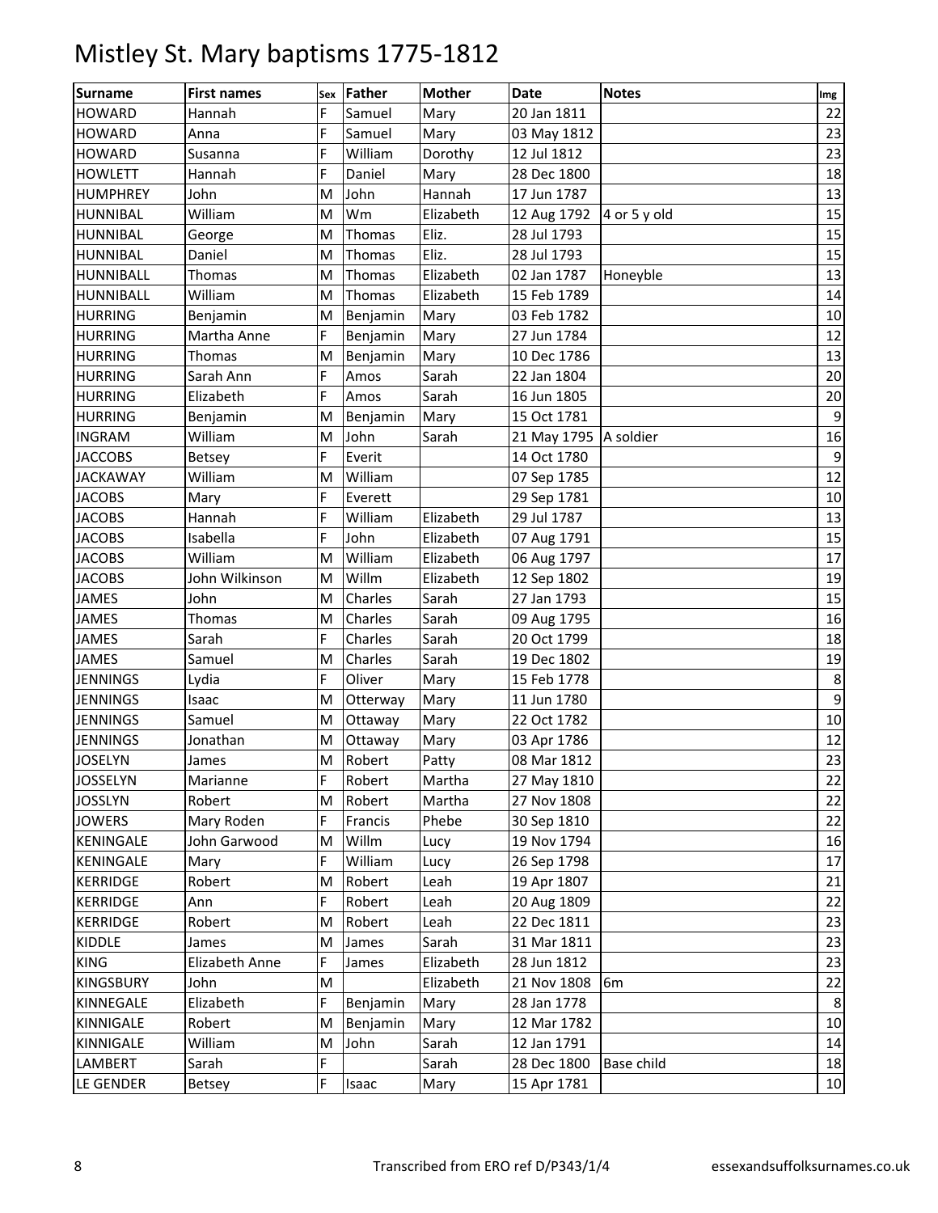# Mistley St. Mary baptisms 1775-1812

| Surname | First names | Sex | Father | Mother | Date | Notes | Img |
|---|---|---|---|---|---|---|---|
| HOWARD | Hannah | F | Samuel | Mary | 20 Jan 1811 | | 22 |
| HOWARD | Anna | F | Samuel | Mary | 03 May 1812 | | 23 |
| HOWARD | Susanna | F | William | Dorothy | 12 Jul 1812 | | 23 |
| HOWLETT | Hannah | F | Daniel | Mary | 28 Dec 1800 | | 18 |
| HUMPHREY | John | M | John | Hannah | 17 Jun 1787 | | 13 |
| HUNNIBAL | William | M | Wm | Elizabeth | 12 Aug 1792 | 4 or 5 y old | 15 |
| HUNNIBAL | George | M | Thomas | Eliz. | 28 Jul 1793 | | 15 |
| HUNNIBAL | Daniel | M | Thomas | Eliz. | 28 Jul 1793 | | 15 |
| HUNNIBALL | Thomas | M | Thomas | Elizabeth | 02 Jan 1787 | Honeyble | 13 |
| HUNNIBALL | William | M | Thomas | Elizabeth | 15 Feb 1789 | | 14 |
| HURRING | Benjamin | M | Benjamin | Mary | 03 Feb 1782 | | 10 |
| HURRING | Martha Anne | F | Benjamin | Mary | 27 Jun 1784 | | 12 |
| HURRING | Thomas | M | Benjamin | Mary | 10 Dec 1786 | | 13 |
| HURRING | Sarah Ann | F | Amos | Sarah | 22 Jan 1804 | | 20 |
| HURRING | Elizabeth | F | Amos | Sarah | 16 Jun 1805 | | 20 |
| HURRING | Benjamin | M | Benjamin | Mary | 15 Oct 1781 | | 9 |
| INGRAM | William | M | John | Sarah | 21 May 1795 | A soldier | 16 |
| JACCOBS | Betsey | F | Everit | | 14 Oct 1780 | | 9 |
| JACKAWAY | William | M | William | | 07 Sep 1785 | | 12 |
| JACOBS | Mary | F | Everett | | 29 Sep 1781 | | 10 |
| JACOBS | Hannah | F | William | Elizabeth | 29 Jul 1787 | | 13 |
| JACOBS | Isabella | F | John | Elizabeth | 07 Aug 1791 | | 15 |
| JACOBS | William | M | William | Elizabeth | 06 Aug 1797 | | 17 |
| JACOBS | John Wilkinson | M | Willm | Elizabeth | 12 Sep 1802 | | 19 |
| JAMES | John | M | Charles | Sarah | 27 Jan 1793 | | 15 |
| JAMES | Thomas | M | Charles | Sarah | 09 Aug 1795 | | 16 |
| JAMES | Sarah | F | Charles | Sarah | 20 Oct 1799 | | 18 |
| JAMES | Samuel | M | Charles | Sarah | 19 Dec 1802 | | 19 |
| JENNINGS | Lydia | F | Oliver | Mary | 15 Feb 1778 | | 8 |
| JENNINGS | Isaac | M | Otterway | Mary | 11 Jun 1780 | | 9 |
| JENNINGS | Samuel | M | Ottaway | Mary | 22 Oct 1782 | | 10 |
| JENNINGS | Jonathan | M | Ottaway | Mary | 03 Apr 1786 | | 12 |
| JOSELYN | James | M | Robert | Patty | 08 Mar 1812 | | 23 |
| JOSSELYN | Marianne | F | Robert | Martha | 27 May 1810 | | 22 |
| JOSSLYN | Robert | M | Robert | Martha | 27 Nov 1808 | | 22 |
| JOWERS | Mary Roden | F | Francis | Phebe | 30 Sep 1810 | | 22 |
| KENINGALE | John Garwood | M | Willm | Lucy | 19 Nov 1794 | | 16 |
| KENINGALE | Mary | F | William | Lucy | 26 Sep 1798 | | 17 |
| KERRIDGE | Robert | M | Robert | Leah | 19 Apr 1807 | | 21 |
| KERRIDGE | Ann | F | Robert | Leah | 20 Aug 1809 | | 22 |
| KERRIDGE | Robert | M | Robert | Leah | 22 Dec 1811 | | 23 |
| KIDDLE | James | M | James | Sarah | 31 Mar 1811 | | 23 |
| KING | Elizabeth Anne | F | James | Elizabeth | 28 Jun 1812 | | 23 |
| KINGSBURY | John | M | | Elizabeth | 21 Nov 1808 | 6m | 22 |
| KINNEGALE | Elizabeth | F | Benjamin | Mary | 28 Jan 1778 | | 8 |
| KINNIGALE | Robert | M | Benjamin | Mary | 12 Mar 1782 | | 10 |
| KINNIGALE | William | M | John | Sarah | 12 Jan 1791 | | 14 |
| LAMBERT | Sarah | F | | Sarah | 28 Dec 1800 | Base child | 18 |
| LE GENDER | Betsey | F | Isaac | Mary | 15 Apr 1781 | | 10 |

Transcribed from ERO ref D/P343/1/4 essexandsuffolksurnames.co.uk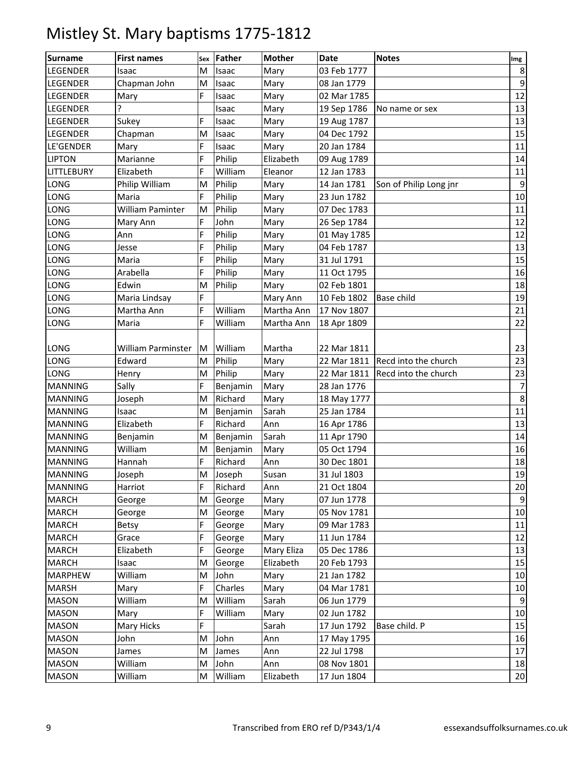# Mistley St. Mary baptisms 1775-1812

| Surname | First names | Sex | Father | Mother | Date | Notes | Img |
|---|---|---|---|---|---|---|---|
| LEGENDER | Isaac | M | Isaac | Mary | 03 Feb 1777 | | 8 |
| LEGENDER | Chapman John | M | Isaac | Mary | 08 Jan 1779 | | 9 |
| LEGENDER | Mary | F | Isaac | Mary | 02 Mar 1785 | | 12 |
| LEGENDER | ? | | Isaac | Mary | 19 Sep 1786 | No name or sex | 13 |
| LEGENDER | Sukey | F | Isaac | Mary | 19 Aug 1787 | | 13 |
| LEGENDER | Chapman | M | Isaac | Mary | 04 Dec 1792 | | 15 |
| LE'GENDER | Mary | F | Isaac | Mary | 20 Jan 1784 | | 11 |
| LIPTON | Marianne | F | Philip | Elizabeth | 09 Aug 1789 | | 14 |
| LITTLEBURY | Elizabeth | F | William | Eleanor | 12 Jan 1783 | | 11 |
| LONG | Philip William | M | Philip | Mary | 14 Jan 1781 | Son of Philip Long jnr | 9 |
| LONG | Maria | F | Philip | Mary | 23 Jun 1782 | | 10 |
| LONG | William Paminter | M | Philip | Mary | 07 Dec 1783 | | 11 |
| LONG | Mary Ann | F | John | Mary | 26 Sep 1784 | | 12 |
| LONG | Ann | F | Philip | Mary | 01 May 1785 | | 12 |
| LONG | Jesse | F | Philip | Mary | 04 Feb 1787 | | 13 |
| LONG | Maria | F | Philip | Mary | 31 Jul 1791 | | 15 |
| LONG | Arabella | F | Philip | Mary | 11 Oct 1795 | | 16 |
| LONG | Edwin | M | Philip | Mary | 02 Feb 1801 | | 18 |
| LONG | Maria Lindsay | F | | Mary Ann | 10 Feb 1802 | Base child | 19 |
| LONG | Martha Ann | F | William | Martha Ann | 17 Nov 1807 | | 21 |
| LONG | Maria | F | William | Martha Ann | 18 Apr 1809 | | 22 |
| LONG | William Parminster | M | William | Martha | 22 Mar 1811 | | 23 |
| LONG | Edward | M | Philip | Mary | 22 Mar 1811 | Recd into the church | 23 |
| LONG | Henry | M | Philip | Mary | 22 Mar 1811 | Recd into the church | 23 |
| MANNING | Sally | F | Benjamin | Mary | 28 Jan 1776 | | 7 |
| MANNING | Joseph | M | Richard | Mary | 18 May 1777 | | 8 |
| MANNING | Isaac | M | Benjamin | Sarah | 25 Jan 1784 | | 11 |
| MANNING | Elizabeth | F | Richard | Ann | 16 Apr 1786 | | 13 |
| MANNING | Benjamin | M | Benjamin | Sarah | 11 Apr 1790 | | 14 |
| MANNING | William | M | Benjamin | Mary | 05 Oct 1794 | | 16 |
| MANNING | Hannah | F | Richard | Ann | 30 Dec 1801 | | 18 |
| MANNING | Joseph | M | Joseph | Susan | 31 Jul 1803 | | 19 |
| MANNING | Harriot | F | Richard | Ann | 21 Oct 1804 | | 20 |
| MARCH | George | M | George | Mary | 07 Jun 1778 | | 9 |
| MARCH | George | M | George | Mary | 05 Nov 1781 | | 10 |
| MARCH | Betsy | F | George | Mary | 09 Mar 1783 | | 11 |
| MARCH | Grace | F | George | Mary | 11 Jun 1784 | | 12 |
| MARCH | Elizabeth | F | George | Mary Eliza | 05 Dec 1786 | | 13 |
| MARCH | Isaac | M | George | Elizabeth | 20 Feb 1793 | | 15 |
| MARPHEW | William | M | John | Mary | 21 Jan 1782 | | 10 |
| MARSH | Mary | F | Charles | Mary | 04 Mar 1781 | | 10 |
| MASON | William | M | William | Sarah | 06 Jun 1779 | | 9 |
| MASON | Mary | F | William | Mary | 02 Jun 1782 | | 10 |
| MASON | Mary Hicks | F | | Sarah | 17 Jun 1792 | Base child. P | 15 |
| MASON | John | M | John | Ann | 17 May 1795 | | 16 |
| MASON | James | M | James | Ann | 22 Jul 1798 | | 17 |
| MASON | William | M | John | Ann | 08 Nov 1801 | | 18 |
| MASON | William | M | William | Elizabeth | 17 Jun 1804 | | 20 |

Transcribed from ERO ref D/P343/1/4 essexandsuffolksurnames.co.uk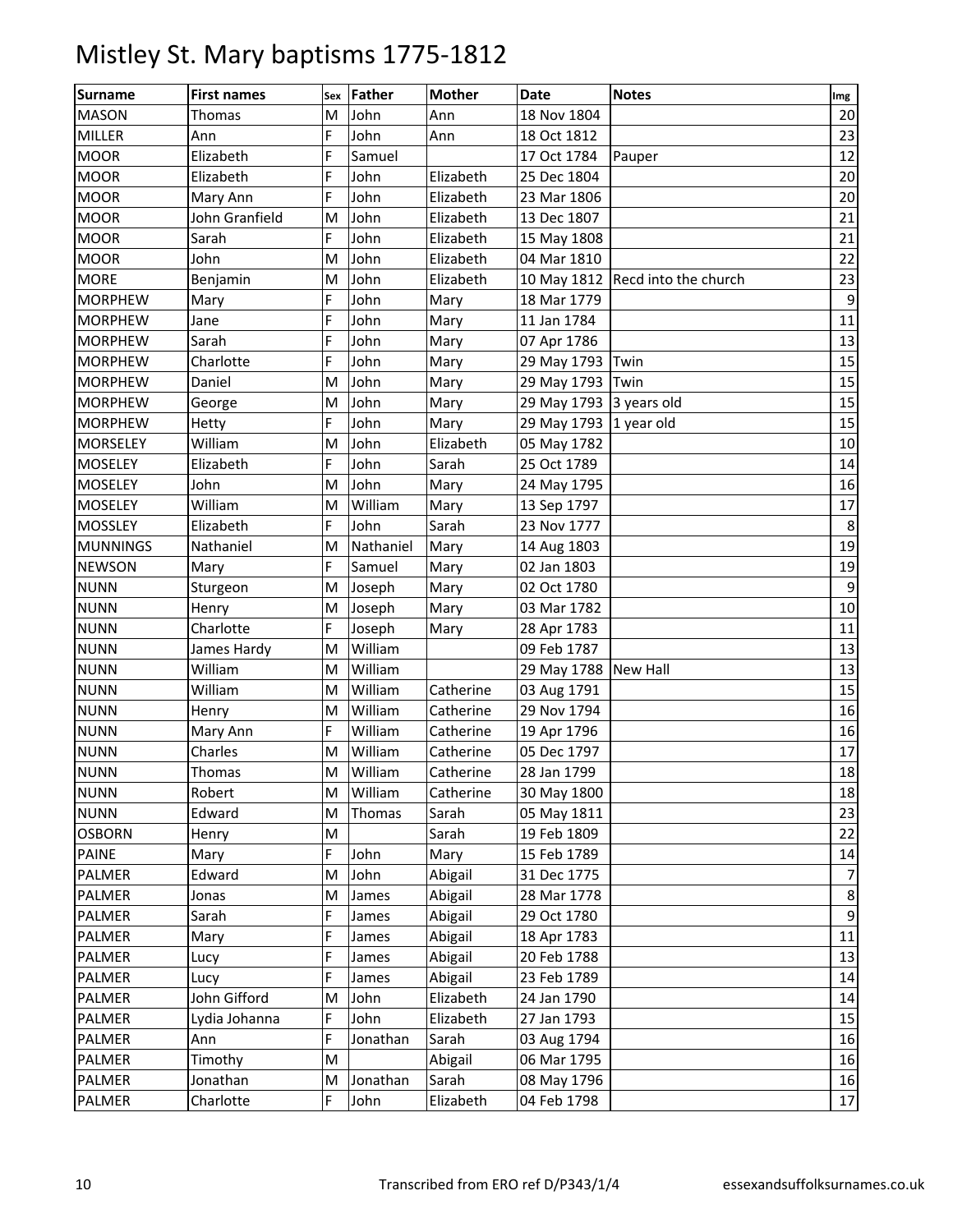# Mistley St. Mary baptisms 1775-1812

| Surname | First names | Sex | Father | Mother | Date | Notes | Img |
|---|---|---|---|---|---|---|---|
| MASON | Thomas | M | John | Ann | 18 Nov 1804 | | 20 |
| MILLER | Ann | F | John | Ann | 18 Oct 1812 | | 23 |
| MOOR | Elizabeth | F | Samuel | | 17 Oct 1784 | Pauper | 12 |
| MOOR | Elizabeth | F | John | Elizabeth | 25 Dec 1804 | | 20 |
| MOOR | Mary Ann | F | John | Elizabeth | 23 Mar 1806 | | 20 |
| MOOR | John Granfield | M | John | Elizabeth | 13 Dec 1807 | | 21 |
| MOOR | Sarah | F | John | Elizabeth | 15 May 1808 | | 21 |
| MOOR | John | M | John | Elizabeth | 04 Mar 1810 | | 22 |
| MORE | Benjamin | M | John | Elizabeth | 10 May 1812 | Recd into the church | 23 |
| MORPHEW | Mary | F | John | Mary | 18 Mar 1779 | | 9 |
| MORPHEW | Jane | F | John | Mary | 11 Jan 1784 | | 11 |
| MORPHEW | Sarah | F | John | Mary | 07 Apr 1786 | | 13 |
| MORPHEW | Charlotte | F | John | Mary | 29 May 1793 | Twin | 15 |
| MORPHEW | Daniel | M | John | Mary | 29 May 1793 | Twin | 15 |
| MORPHEW | George | M | John | Mary | 29 May 1793 | 3 years old | 15 |
| MORPHEW | Hetty | F | John | Mary | 29 May 1793 | 1 year old | 15 |
| MORSELEY | William | M | John | Elizabeth | 05 May 1782 | | 10 |
| MOSELEY | Elizabeth | F | John | Sarah | 25 Oct 1789 | | 14 |
| MOSELEY | John | M | John | Mary | 24 May 1795 | | 16 |
| MOSELEY | William | M | William | Mary | 13 Sep 1797 | | 17 |
| MOSSLEY | Elizabeth | F | John | Sarah | 23 Nov 1777 | | 8 |
| MUNNINGS | Nathaniel | M | Nathaniel | Mary | 14 Aug 1803 | | 19 |
| NEWSON | Mary | F | Samuel | Mary | 02 Jan 1803 | | 19 |
| NUNN | Sturgeon | M | Joseph | Mary | 02 Oct 1780 | | 9 |
| NUNN | Henry | M | Joseph | Mary | 03 Mar 1782 | | 10 |
| NUNN | Charlotte | F | Joseph | Mary | 28 Apr 1783 | | 11 |
| NUNN | James Hardy | M | William | | 09 Feb 1787 | | 13 |
| NUNN | William | M | William | | 29 May 1788 | New Hall | 13 |
| NUNN | William | M | William | Catherine | 03 Aug 1791 | | 15 |
| NUNN | Henry | M | William | Catherine | 29 Nov 1794 | | 16 |
| NUNN | Mary Ann | F | William | Catherine | 19 Apr 1796 | | 16 |
| NUNN | Charles | M | William | Catherine | 05 Dec 1797 | | 17 |
| NUNN | Thomas | M | William | Catherine | 28 Jan 1799 | | 18 |
| NUNN | Robert | M | William | Catherine | 30 May 1800 | | 18 |
| NUNN | Edward | M | Thomas | Sarah | 05 May 1811 | | 23 |
| OSBORN | Henry | M | | Sarah | 19 Feb 1809 | | 22 |
| PAINE | Mary | F | John | Mary | 15 Feb 1789 | | 14 |
| PALMER | Edward | M | John | Abigail | 31 Dec 1775 | | 7 |
| PALMER | Jonas | M | James | Abigail | 28 Mar 1778 | | 8 |
| PALMER | Sarah | F | James | Abigail | 29 Oct 1780 | | 9 |
| PALMER | Mary | F | James | Abigail | 18 Apr 1783 | | 11 |
| PALMER | Lucy | F | James | Abigail | 20 Feb 1788 | | 13 |
| PALMER | Lucy | F | James | Abigail | 23 Feb 1789 | | 14 |
| PALMER | John Gifford | M | John | Elizabeth | 24 Jan 1790 | | 14 |
| PALMER | Lydia Johanna | F | John | Elizabeth | 27 Jan 1793 | | 15 |
| PALMER | Ann | F | Jonathan | Sarah | 03 Aug 1794 | | 16 |
| PALMER | Timothy | M | | Abigail | 06 Mar 1795 | | 16 |
| PALMER | Jonathan | M | Jonathan | Sarah | 08 May 1796 | | 16 |
| PALMER | Charlotte | F | John | Elizabeth | 04 Feb 1798 | | 17 |

Transcribed from ERO ref D/P343/1/4 essexandsuffolksurnames.co.uk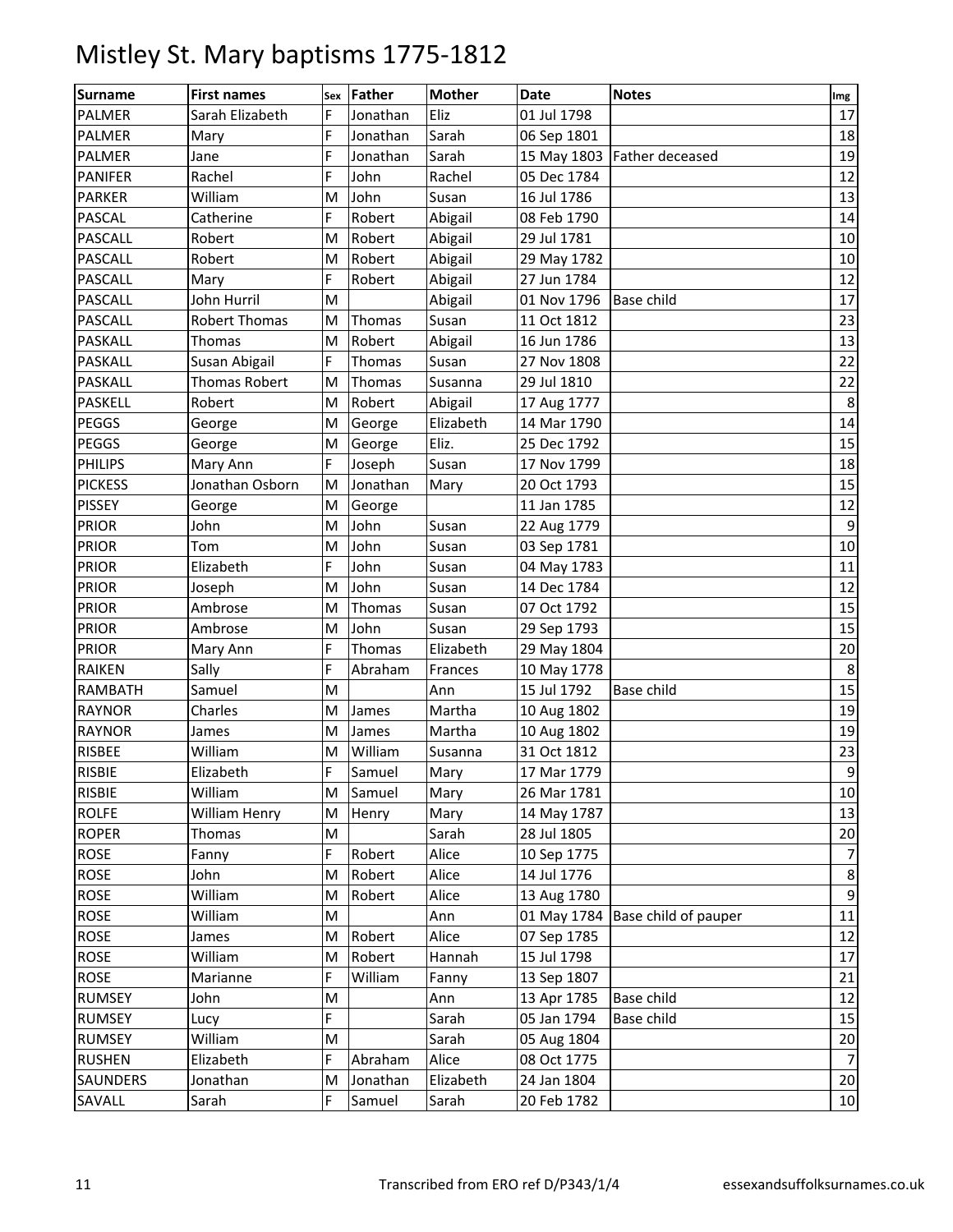# Mistley St. Mary baptisms 1775-1812

| Surname | First names | Sex | Father | Mother | Date | Notes | Img |
|---|---|---|---|---|---|---|---|
| PALMER | Sarah Elizabeth | F | Jonathan | Eliz | 01 Jul 1798 | | 17 |
| PALMER | Mary | F | Jonathan | Sarah | 06 Sep 1801 | | 18 |
| PALMER | Jane | F | Jonathan | Sarah | 15 May 1803 | Father deceased | 19 |
| PANIFER | Rachel | F | John | Rachel | 05 Dec 1784 | | 12 |
| PARKER | William | M | John | Susan | 16 Jul 1786 | | 13 |
| PASCAL | Catherine | F | Robert | Abigail | 08 Feb 1790 | | 14 |
| PASCALL | Robert | M | Robert | Abigail | 29 Jul 1781 | | 10 |
| PASCALL | Robert | M | Robert | Abigail | 29 May 1782 | | 10 |
| PASCALL | Mary | F | Robert | Abigail | 27 Jun 1784 | | 12 |
| PASCALL | John Hurril | M | | Abigail | 01 Nov 1796 | Base child | 17 |
| PASCALL | Robert Thomas | M | Thomas | Susan | 11 Oct 1812 | | 23 |
| PASKALL | Thomas | M | Robert | Abigail | 16 Jun 1786 | | 13 |
| PASKALL | Susan Abigail | F | Thomas | Susan | 27 Nov 1808 | | 22 |
| PASKALL | Thomas Robert | M | Thomas | Susanna | 29 Jul 1810 | | 22 |
| PASKELL | Robert | M | Robert | Abigail | 17 Aug 1777 | | 8 |
| PEGGS | George | M | George | Elizabeth | 14 Mar 1790 | | 14 |
| PEGGS | George | M | George | Eliz. | 25 Dec 1792 | | 15 |
| PHILIPS | Mary Ann | F | Joseph | Susan | 17 Nov 1799 | | 18 |
| PICKESS | Jonathan Osborn | M | Jonathan | Mary | 20 Oct 1793 | | 15 |
| PISSEY | George | M | George | | 11 Jan 1785 | | 12 |
| PRIOR | John | M | John | Susan | 22 Aug 1779 | | 9 |
| PRIOR | Tom | M | John | Susan | 03 Sep 1781 | | 10 |
| PRIOR | Elizabeth | F | John | Susan | 04 May 1783 | | 11 |
| PRIOR | Joseph | M | John | Susan | 14 Dec 1784 | | 12 |
| PRIOR | Ambrose | M | Thomas | Susan | 07 Oct 1792 | | 15 |
| PRIOR | Ambrose | M | John | Susan | 29 Sep 1793 | | 15 |
| PRIOR | Mary Ann | F | Thomas | Elizabeth | 29 May 1804 | | 20 |
| RAIKEN | Sally | F | Abraham | Frances | 10 May 1778 | | 8 |
| RAMBATH | Samuel | M | | Ann | 15 Jul 1792 | Base child | 15 |
| RAYNOR | Charles | M | James | Martha | 10 Aug 1802 | | 19 |
| RAYNOR | James | M | James | Martha | 10 Aug 1802 | | 19 |
| RISBEE | William | M | William | Susanna | 31 Oct 1812 | | 23 |
| RISBIE | Elizabeth | F | Samuel | Mary | 17 Mar 1779 | | 9 |
| RISBIE | William | M | Samuel | Mary | 26 Mar 1781 | | 10 |
| ROLFE | William Henry | M | Henry | Mary | 14 May 1787 | | 13 |
| ROPER | Thomas | M | | Sarah | 28 Jul 1805 | | 20 |
| ROSE | Fanny | F | Robert | Alice | 10 Sep 1775 | | 7 |
| ROSE | John | M | Robert | Alice | 14 Jul 1776 | | 8 |
| ROSE | William | M | Robert | Alice | 13 Aug 1780 | | 9 |
| ROSE | William | M | | Ann | 01 May 1784 | Base child of pauper | 11 |
| ROSE | James | M | Robert | Alice | 07 Sep 1785 | | 12 |
| ROSE | William | M | Robert | Hannah | 15 Jul 1798 | | 17 |
| ROSE | Marianne | F | William | Fanny | 13 Sep 1807 | | 21 |
| RUMSEY | John | M | | Ann | 13 Apr 1785 | Base child | 12 |
| RUMSEY | Lucy | F | | Sarah | 05 Jan 1794 | Base child | 15 |
| RUMSEY | William | M | | Sarah | 05 Aug 1804 | | 20 |
| RUSHEN | Elizabeth | F | Abraham | Alice | 08 Oct 1775 | | 7 |
| SAUNDERS | Jonathan | M | Jonathan | Elizabeth | 24 Jan 1804 | | 20 |
| SAVALL | Sarah | F | Samuel | Sarah | 20 Feb 1782 | | 10 |

Transcribed from ERO ref D/P343/1/4 essexandsuffolksurnames.co.uk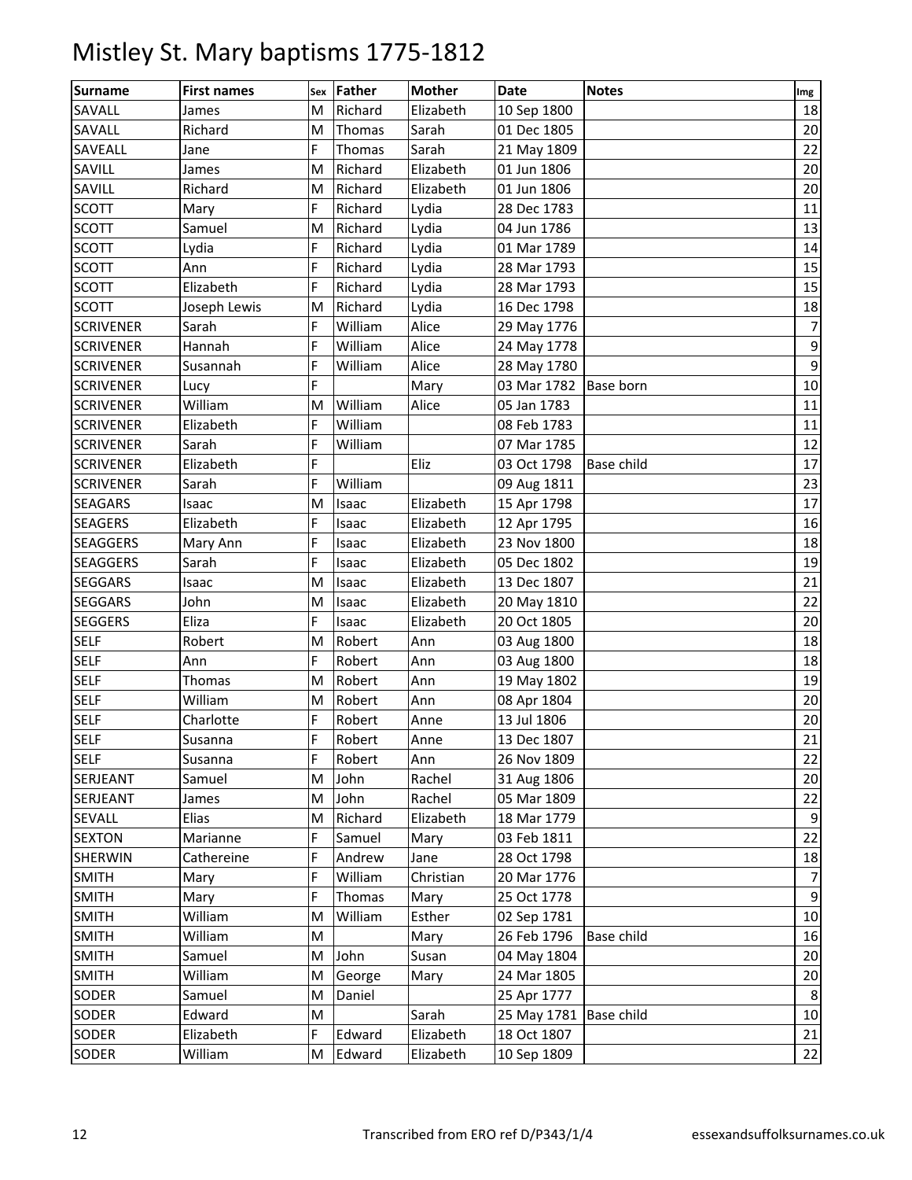# Mistley St. Mary baptisms 1775-1812

| Surname | First names | Sex | Father | Mother | Date | Notes | Img |
|---|---|---|---|---|---|---|---|
| SAVALL | James | M | Richard | Elizabeth | 10 Sep 1800 | | 18 |
| SAVALL | Richard | M | Thomas | Sarah | 01 Dec 1805 | | 20 |
| SAVEALL | Jane | F | Thomas | Sarah | 21 May 1809 | | 22 |
| SAVILL | James | M | Richard | Elizabeth | 01 Jun 1806 | | 20 |
| SAVILL | Richard | M | Richard | Elizabeth | 01 Jun 1806 | | 20 |
| SCOTT | Mary | F | Richard | Lydia | 28 Dec 1783 | | 11 |
| SCOTT | Samuel | M | Richard | Lydia | 04 Jun 1786 | | 13 |
| SCOTT | Lydia | F | Richard | Lydia | 01 Mar 1789 | | 14 |
| SCOTT | Ann | F | Richard | Lydia | 28 Mar 1793 | | 15 |
| SCOTT | Elizabeth | F | Richard | Lydia | 28 Mar 1793 | | 15 |
| SCOTT | Joseph Lewis | M | Richard | Lydia | 16 Dec 1798 | | 18 |
| SCRIVENER | Sarah | F | William | Alice | 29 May 1776 | | 7 |
| SCRIVENER | Hannah | F | William | Alice | 24 May 1778 | | 9 |
| SCRIVENER | Susannah | F | William | Alice | 28 May 1780 | | 9 |
| SCRIVENER | Lucy | F | | Mary | 03 Mar 1782 | Base born | 10 |
| SCRIVENER | William | M | William | Alice | 05 Jan 1783 | | 11 |
| SCRIVENER | Elizabeth | F | William | | 08 Feb 1783 | | 11 |
| SCRIVENER | Sarah | F | William | | 07 Mar 1785 | | 12 |
| SCRIVENER | Elizabeth | F | | Eliz | 03 Oct 1798 | Base child | 17 |
| SCRIVENER | Sarah | F | William | | 09 Aug 1811 | | 23 |
| SEAGARS | Isaac | M | Isaac | Elizabeth | 15 Apr 1798 | | 17 |
| SEAGERS | Elizabeth | F | Isaac | Elizabeth | 12 Apr 1795 | | 16 |
| SEAGGERS | Mary Ann | F | Isaac | Elizabeth | 23 Nov 1800 | | 18 |
| SEAGGERS | Sarah | F | Isaac | Elizabeth | 05 Dec 1802 | | 19 |
| SEGGARS | Isaac | M | Isaac | Elizabeth | 13 Dec 1807 | | 21 |
| SEGGARS | John | M | Isaac | Elizabeth | 20 May 1810 | | 22 |
| SEGGERS | Eliza | F | Isaac | Elizabeth | 20 Oct 1805 | | 20 |
| SELF | Robert | M | Robert | Ann | 03 Aug 1800 | | 18 |
| SELF | Ann | F | Robert | Ann | 03 Aug 1800 | | 18 |
| SELF | Thomas | M | Robert | Ann | 19 May 1802 | | 19 |
| SELF | William | M | Robert | Ann | 08 Apr 1804 | | 20 |
| SELF | Charlotte | F | Robert | Anne | 13 Jul 1806 | | 20 |
| SELF | Susanna | F | Robert | Anne | 13 Dec 1807 | | 21 |
| SELF | Susanna | F | Robert | Ann | 26 Nov 1809 | | 22 |
| SERJEANT | Samuel | M | John | Rachel | 31 Aug 1806 | | 20 |
| SERJEANT | James | M | John | Rachel | 05 Mar 1809 | | 22 |
| SEVALL | Elias | M | Richard | Elizabeth | 18 Mar 1779 | | 9 |
| SEXTON | Marianne | F | Samuel | Mary | 03 Feb 1811 | | 22 |
| SHERWIN | Cathereine | F | Andrew | Jane | 28 Oct 1798 | | 18 |
| SMITH | Mary | F | William | Christian | 20 Mar 1776 | | 7 |
| SMITH | Mary | F | Thomas | Mary | 25 Oct 1778 | | 9 |
| SMITH | William | M | William | Esther | 02 Sep 1781 | | 10 |
| SMITH | William | M | | Mary | 26 Feb 1796 | Base child | 16 |
| SMITH | Samuel | M | John | Susan | 04 May 1804 | | 20 |
| SMITH | William | M | George | Mary | 24 Mar 1805 | | 20 |
| SODER | Samuel | M | Daniel | | 25 Apr 1777 | | 8 |
| SODER | Edward | M | | Sarah | 25 May 1781 | Base child | 10 |
| SODER | Elizabeth | F | Edward | Elizabeth | 18 Oct 1807 | | 21 |
| SODER | William | M | Edward | Elizabeth | 10 Sep 1809 | | 22 |

Transcribed from ERO ref D/P343/1/4 essexandsuffolksurnames.co.uk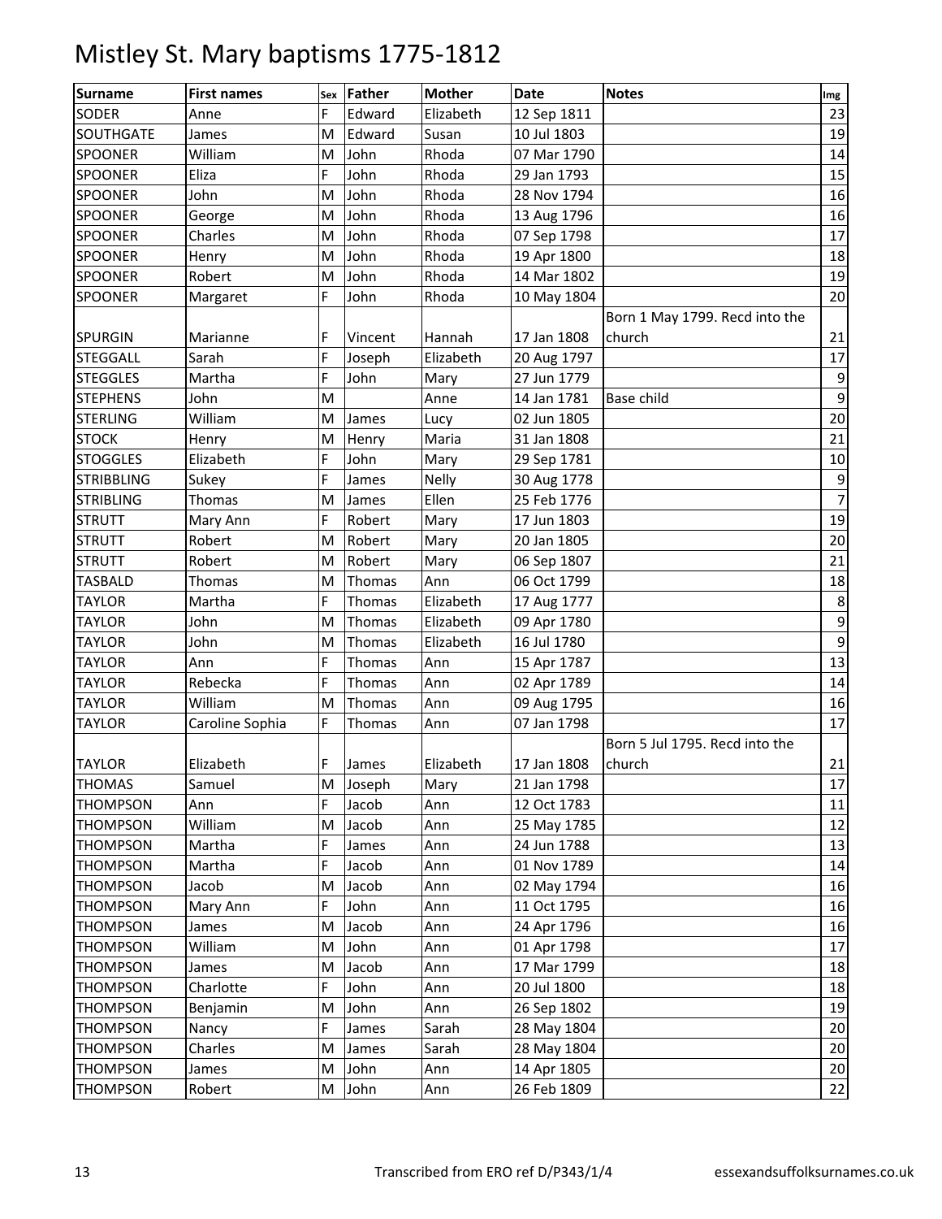# Mistley St. Mary baptisms 1775-1812

| Surname | First names | Sex | Father | Mother | Date | Notes | Img |
|---|---|---|---|---|---|---|---|
| SODER | Anne | F | Edward | Elizabeth | 12 Sep 1811 | | 23 |
| SOUTHGATE | James | M | Edward | Susan | 10 Jul 1803 | | 19 |
| SPOONER | William | M | John | Rhoda | 07 Mar 1790 | | 14 |
| SPOONER | Eliza | F | John | Rhoda | 29 Jan 1793 | | 15 |
| SPOONER | John | M | John | Rhoda | 28 Nov 1794 | | 16 |
| SPOONER | George | M | John | Rhoda | 13 Aug 1796 | | 16 |
| SPOONER | Charles | M | John | Rhoda | 07 Sep 1798 | | 17 |
| SPOONER | Henry | M | John | Rhoda | 19 Apr 1800 | | 18 |
| SPOONER | Robert | M | John | Rhoda | 14 Mar 1802 | | 19 |
| SPOONER | Margaret | F | John | Rhoda | 10 May 1804 | | 20 |
| SPURGIN | Marianne | F | Vincent | Hannah | 17 Jan 1808 | Born 1 May 1799. Recd into the church | 21 |
| STEGGALL | Sarah | F | Joseph | Elizabeth | 20 Aug 1797 | | 17 |
| STEGGLES | Martha | F | John | Mary | 27 Jun 1779 | | 9 |
| STEPHENS | John | M | | Anne | 14 Jan 1781 | Base child | 9 |
| STERLING | William | M | James | Lucy | 02 Jun 1805 | | 20 |
| STOCK | Henry | M | Henry | Maria | 31 Jan 1808 | | 21 |
| STOGGLES | Elizabeth | F | John | Mary | 29 Sep 1781 | | 10 |
| STRIBBLING | Sukey | F | James | Nelly | 30 Aug 1778 | | 9 |
| STRIBLING | Thomas | M | James | Ellen | 25 Feb 1776 | | 7 |
| STRUTT | Mary Ann | F | Robert | Mary | 17 Jun 1803 | | 19 |
| STRUTT | Robert | M | Robert | Mary | 20 Jan 1805 | | 20 |
| STRUTT | Robert | M | Robert | Mary | 06 Sep 1807 | | 21 |
| TASBALD | Thomas | M | Thomas | Ann | 06 Oct 1799 | | 18 |
| TAYLOR | Martha | F | Thomas | Elizabeth | 17 Aug 1777 | | 8 |
| TAYLOR | John | M | Thomas | Elizabeth | 09 Apr 1780 | | 9 |
| TAYLOR | John | M | Thomas | Elizabeth | 16 Jul 1780 | | 9 |
| TAYLOR | Ann | F | Thomas | Ann | 15 Apr 1787 | | 13 |
| TAYLOR | Rebecka | F | Thomas | Ann | 02 Apr 1789 | | 14 |
| TAYLOR | William | M | Thomas | Ann | 09 Aug 1795 | | 16 |
| TAYLOR | Caroline Sophia | F | Thomas | Ann | 07 Jan 1798 | | 17 |
| TAYLOR | Elizabeth | F | James | Elizabeth | 17 Jan 1808 | Born 5 Jul 1795. Recd into the church | 21 |
| THOMAS | Samuel | M | Joseph | Mary | 21 Jan 1798 | | 17 |
| THOMPSON | Ann | F | Jacob | Ann | 12 Oct 1783 | | 11 |
| THOMPSON | William | M | Jacob | Ann | 25 May 1785 | | 12 |
| THOMPSON | Martha | F | James | Ann | 24 Jun 1788 | | 13 |
| THOMPSON | Martha | F | Jacob | Ann | 01 Nov 1789 | | 14 |
| THOMPSON | Jacob | M | Jacob | Ann | 02 May 1794 | | 16 |
| THOMPSON | Mary Ann | F | John | Ann | 11 Oct 1795 | | 16 |
| THOMPSON | James | M | Jacob | Ann | 24 Apr 1796 | | 16 |
| THOMPSON | William | M | John | Ann | 01 Apr 1798 | | 17 |
| THOMPSON | James | M | Jacob | Ann | 17 Mar 1799 | | 18 |
| THOMPSON | Charlotte | F | John | Ann | 20 Jul 1800 | | 18 |
| THOMPSON | Benjamin | M | John | Ann | 26 Sep 1802 | | 19 |
| THOMPSON | Nancy | F | James | Sarah | 28 May 1804 | | 20 |
| THOMPSON | Charles | M | James | Sarah | 28 May 1804 | | 20 |
| THOMPSON | James | M | John | Ann | 14 Apr 1805 | | 20 |
| THOMPSON | Robert | M | John | Ann | 26 Feb 1809 | | 22 |

Transcribed from ERO ref D/P343/1/4 essexandsuffolksurnames.co.uk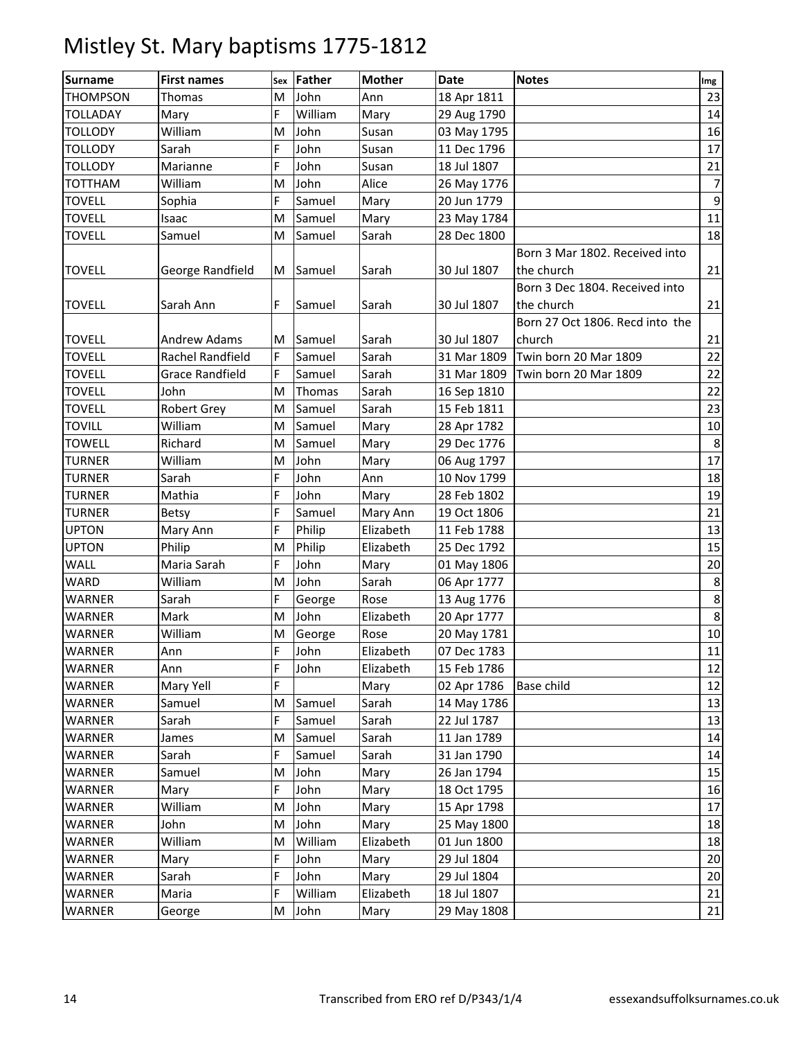# Mistley St. Mary baptisms 1775-1812

| Surname | First names | Sex | Father | Mother | Date | Notes | Img |
|---|---|---|---|---|---|---|---|
| THOMPSON | Thomas | M | John | Ann | 18 Apr 1811 | | 23 |
| TOLLADAY | Mary | F | William | Mary | 29 Aug 1790 | | 14 |
| TOLLODY | William | M | John | Susan | 03 May 1795 | | 16 |
| TOLLODY | Sarah | F | John | Susan | 11 Dec 1796 | | 17 |
| TOLLODY | Marianne | F | John | Susan | 18 Jul 1807 | | 21 |
| TOTTHAM | William | M | John | Alice | 26 May 1776 | | 7 |
| TOVELL | Sophia | F | Samuel | Mary | 20 Jun 1779 | | 9 |
| TOVELL | Isaac | M | Samuel | Mary | 23 May 1784 | | 11 |
| TOVELL | Samuel | M | Samuel | Sarah | 28 Dec 1800 | | 18 |
| TOVELL | George Randfield | M | Samuel | Sarah | 30 Jul 1807 | Born 3 Mar 1802. Received into the church | 21 |
| TOVELL | Sarah Ann | F | Samuel | Sarah | 30 Jul 1807 | Born 3 Dec 1804. Received into the church | 21 |
| TOVELL | Andrew Adams | M | Samuel | Sarah | 30 Jul 1807 | Born 27 Oct 1806. Recd into the church | 21 |
| TOVELL | Rachel Randfield | F | Samuel | Sarah | 31 Mar 1809 | Twin born 20 Mar 1809 | 22 |
| TOVELL | Grace Randfield | F | Samuel | Sarah | 31 Mar 1809 | Twin born 20 Mar 1809 | 22 |
| TOVELL | John | M | Thomas | Sarah | 16 Sep 1810 | | 22 |
| TOVELL | Robert Grey | M | Samuel | Sarah | 15 Feb 1811 | | 23 |
| TOVILL | William | M | Samuel | Mary | 28 Apr 1782 | | 10 |
| TOWELL | Richard | M | Samuel | Mary | 29 Dec 1776 | | 8 |
| TURNER | William | M | John | Mary | 06 Aug 1797 | | 17 |
| TURNER | Sarah | F | John | Ann | 10 Nov 1799 | | 18 |
| TURNER | Mathia | F | John | Mary | 28 Feb 1802 | | 19 |
| TURNER | Betsy | F | Samuel | Mary Ann | 19 Oct 1806 | | 21 |
| UPTON | Mary Ann | F | Philip | Elizabeth | 11 Feb 1788 | | 13 |
| UPTON | Philip | M | Philip | Elizabeth | 25 Dec 1792 | | 15 |
| WALL | Maria Sarah | F | John | Mary | 01 May 1806 | | 20 |
| WARD | William | M | John | Sarah | 06 Apr 1777 | | 8 |
| WARNER | Sarah | F | George | Rose | 13 Aug 1776 | | 8 |
| WARNER | Mark | M | John | Elizabeth | 20 Apr 1777 | | 8 |
| WARNER | William | M | George | Rose | 20 May 1781 | | 10 |
| WARNER | Ann | F | John | Elizabeth | 07 Dec 1783 | | 11 |
| WARNER | Ann | F | John | Elizabeth | 15 Feb 1786 | | 12 |
| WARNER | Mary Yell | F | | Mary | 02 Apr 1786 | Base child | 12 |
| WARNER | Samuel | M | Samuel | Sarah | 14 May 1786 | | 13 |
| WARNER | Sarah | F | Samuel | Sarah | 22 Jul 1787 | | 13 |
| WARNER | James | M | Samuel | Sarah | 11 Jan 1789 | | 14 |
| WARNER | Sarah | F | Samuel | Sarah | 31 Jan 1790 | | 14 |
| WARNER | Samuel | M | John | Mary | 26 Jan 1794 | | 15 |
| WARNER | Mary | F | John | Mary | 18 Oct 1795 | | 16 |
| WARNER | William | M | John | Mary | 15 Apr 1798 | | 17 |
| WARNER | John | M | John | Mary | 25 May 1800 | | 18 |
| WARNER | William | M | William | Elizabeth | 01 Jun 1800 | | 18 |
| WARNER | Mary | F | John | Mary | 29 Jul 1804 | | 20 |
| WARNER | Sarah | F | John | Mary | 29 Jul 1804 | | 20 |
| WARNER | Maria | F | William | Elizabeth | 18 Jul 1807 | | 21 |
| WARNER | George | M | John | Mary | 29 May 1808 | | 21 |

Transcribed from ERO ref D/P343/1/4 essexandsuffolksurnames.co.uk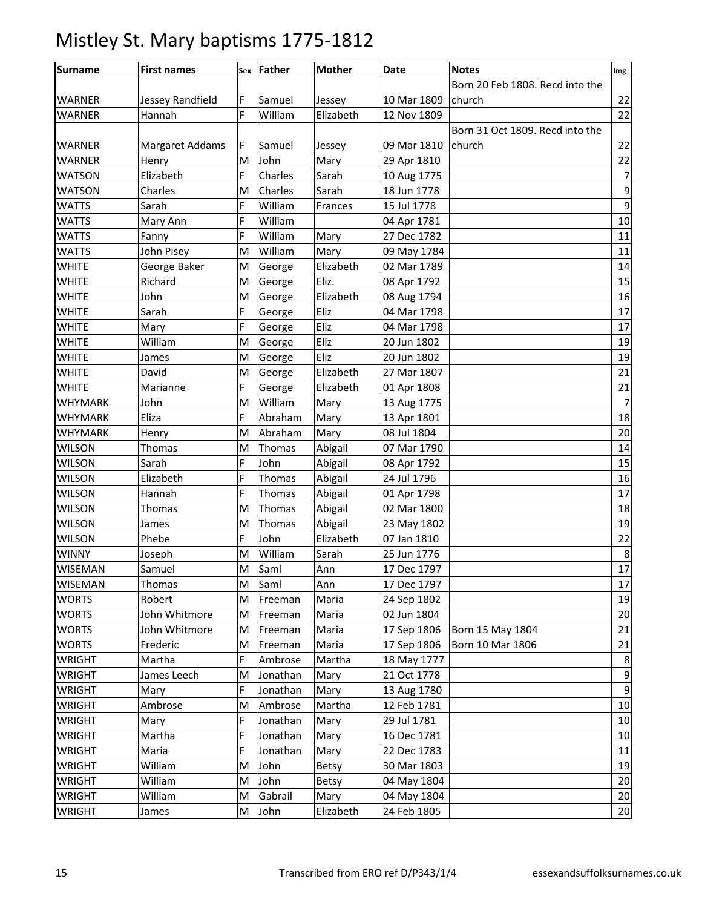# Mistley St. Mary baptisms 1775-1812

| Surname | First names | Sex | Father | Mother | Date | Notes | Img |
|---|---|---|---|---|---|---|---|
| WARNER | Jessey Randfield | F | Samuel | Jessey | 10 Mar 1809 | Born 20 Feb 1808. Recd into the church | 22 |
| WARNER | Hannah | F | William | Elizabeth | 12 Nov 1809 | | 22 |
| WARNER | Margaret Addams | F | Samuel | Jessey | 09 Mar 1810 | Born 31 Oct 1809. Recd into the church | 22 |
| WARNER | Henry | M | John | Mary | 29 Apr 1810 | | 22 |
| WATSON | Elizabeth | F | Charles | Sarah | 10 Aug 1775 | | 7 |
| WATSON | Charles | M | Charles | Sarah | 18 Jun 1778 | | 9 |
| WATTS | Sarah | F | William | Frances | 15 Jul 1778 | | 9 |
| WATTS | Mary Ann | F | William | | 04 Apr 1781 | | 10 |
| WATTS | Fanny | F | William | Mary | 27 Dec 1782 | | 11 |
| WATTS | John Pisey | M | William | Mary | 09 May 1784 | | 11 |
| WHITE | George Baker | M | George | Elizabeth | 02 Mar 1789 | | 14 |
| WHITE | Richard | M | George | Eliz. | 08 Apr 1792 | | 15 |
| WHITE | John | M | George | Elizabeth | 08 Aug 1794 | | 16 |
| WHITE | Sarah | F | George | Eliz | 04 Mar 1798 | | 17 |
| WHITE | Mary | F | George | Eliz | 04 Mar 1798 | | 17 |
| WHITE | William | M | George | Eliz | 20 Jun 1802 | | 19 |
| WHITE | James | M | George | Eliz | 20 Jun 1802 | | 19 |
| WHITE | David | M | George | Elizabeth | 27 Mar 1807 | | 21 |
| WHITE | Marianne | F | George | Elizabeth | 01 Apr 1808 | | 21 |
| WHYMARK | John | M | William | Mary | 13 Aug 1775 | | 7 |
| WHYMARK | Eliza | F | Abraham | Mary | 13 Apr 1801 | | 18 |
| WHYMARK | Henry | M | Abraham | Mary | 08 Jul 1804 | | 20 |
| WILSON | Thomas | M | Thomas | Abigail | 07 Mar 1790 | | 14 |
| WILSON | Sarah | F | John | Abigail | 08 Apr 1792 | | 15 |
| WILSON | Elizabeth | F | Thomas | Abigail | 24 Jul 1796 | | 16 |
| WILSON | Hannah | F | Thomas | Abigail | 01 Apr 1798 | | 17 |
| WILSON | Thomas | M | Thomas | Abigail | 02 Mar 1800 | | 18 |
| WILSON | James | M | Thomas | Abigail | 23 May 1802 | | 19 |
| WILSON | Phebe | F | John | Elizabeth | 07 Jan 1810 | | 22 |
| WINNY | Joseph | M | William | Sarah | 25 Jun 1776 | | 8 |
| WISEMAN | Samuel | M | Saml | Ann | 17 Dec 1797 | | 17 |
| WISEMAN | Thomas | M | Saml | Ann | 17 Dec 1797 | | 17 |
| WORTS | Robert | M | Freeman | Maria | 24 Sep 1802 | | 19 |
| WORTS | John Whitmore | M | Freeman | Maria | 02 Jun 1804 | | 20 |
| WORTS | John Whitmore | M | Freeman | Maria | 17 Sep 1806 | Born 15 May 1804 | 21 |
| WORTS | Frederic | M | Freeman | Maria | 17 Sep 1806 | Born 10 Mar 1806 | 21 |
| WRIGHT | Martha | F | Ambrose | Martha | 18 May 1777 | | 8 |
| WRIGHT | James Leech | M | Jonathan | Mary | 21 Oct 1778 | | 9 |
| WRIGHT | Mary | F | Jonathan | Mary | 13 Aug 1780 | | 9 |
| WRIGHT | Ambrose | M | Ambrose | Martha | 12 Feb 1781 | | 10 |
| WRIGHT | Mary | F | Jonathan | Mary | 29 Jul 1781 | | 10 |
| WRIGHT | Martha | F | Jonathan | Mary | 16 Dec 1781 | | 10 |
| WRIGHT | Maria | F | Jonathan | Mary | 22 Dec 1783 | | 11 |
| WRIGHT | William | M | John | Betsy | 30 Mar 1803 | | 19 |
| WRIGHT | William | M | John | Betsy | 04 May 1804 | | 20 |
| WRIGHT | William | M | Gabrail | Mary | 04 May 1804 | | 20 |
| WRIGHT | James | M | John | Elizabeth | 24 Feb 1805 | | 20 |

Transcribed from ERO ref D/P343/1/4 essexandsuffolksurnames.co.uk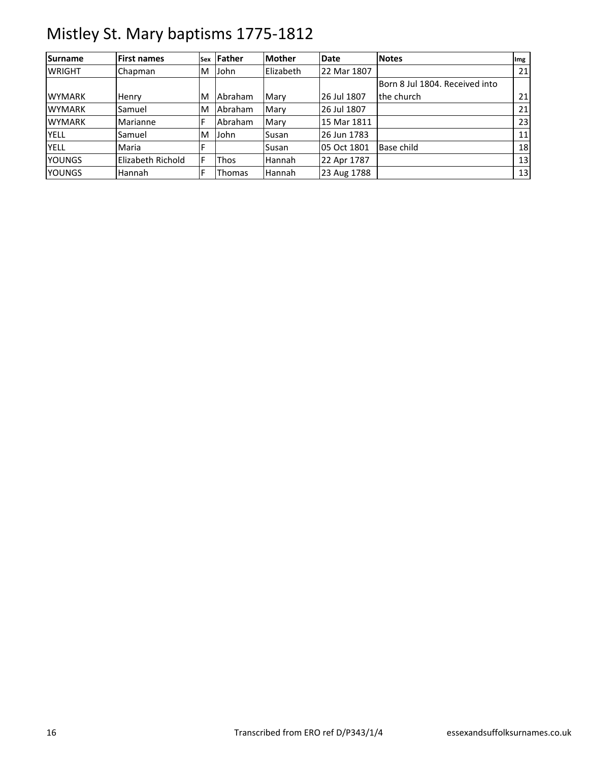# Mistley St. Mary baptisms 1775-1812

| Surname | First names | Sex | Father | Mother | Date | Notes | Img |
|---|---|---|---|---|---|---|---|
| WRIGHT | Chapman | M | John | Elizabeth | 22 Mar 1807 | | 21 |
| WYMARK | Henry | M | Abraham | Mary | 26 Jul 1807 | Born 8 Jul 1804. Received into the church | 21 |
| WYMARK | Samuel | M | Abraham | Mary | 26 Jul 1807 | | 21 |
| WYMARK | Marianne | F | Abraham | Mary | 15 Mar 1811 | | 23 |
| YELL | Samuel | M | John | Susan | 26 Jun 1783 | | 11 |
| YELL | Maria | F | | Susan | 05 Oct 1801 | Base child | 18 |
| YOUNGS | Elizabeth Richold | F | Thos | Hannah | 22 Apr 1787 | | 13 |
| YOUNGS | Hannah | F | Thomas | Hannah | 23 Aug 1788 | | 13 |

Transcribed from ERO ref D/P343/1/4 essexandsuffolksurnames.co.uk